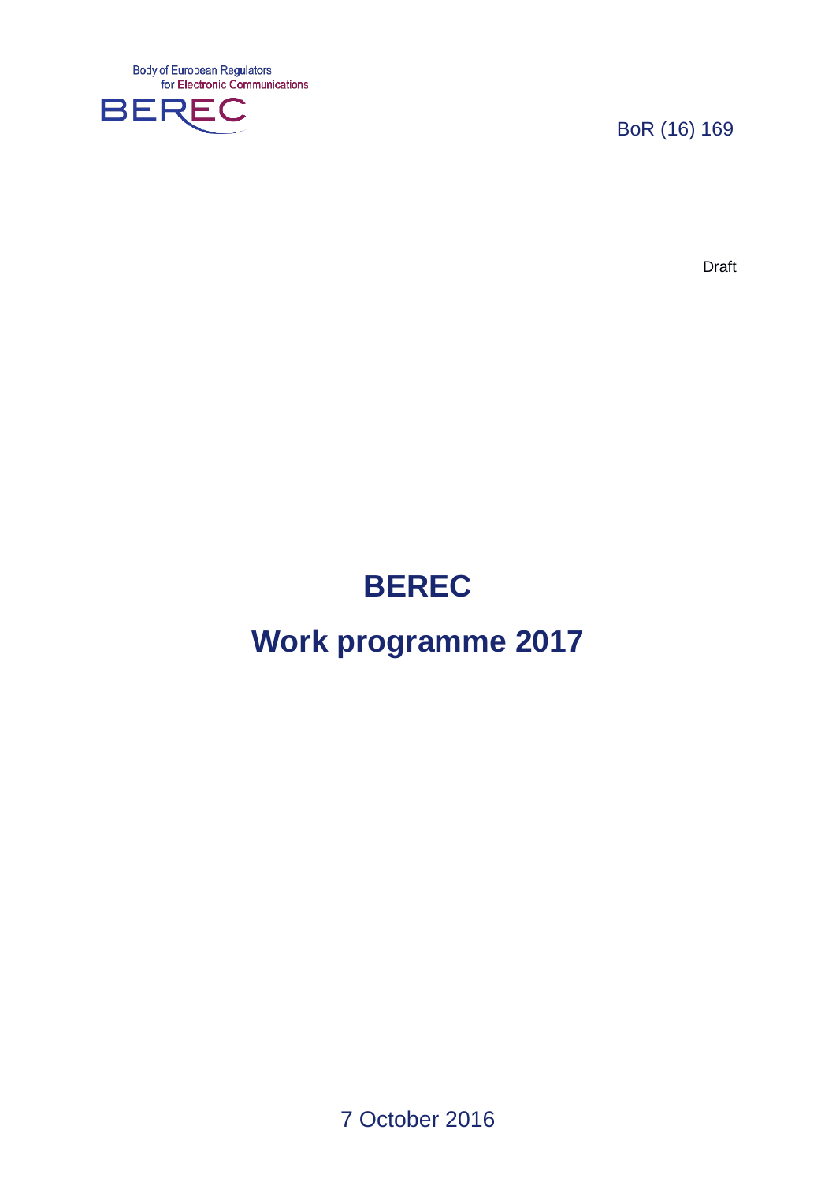Body of European Regulators for Electronic Communications

BEREC

BoR (16) 169

Draft

# BEREC

# Work programme 2017

7 October 2016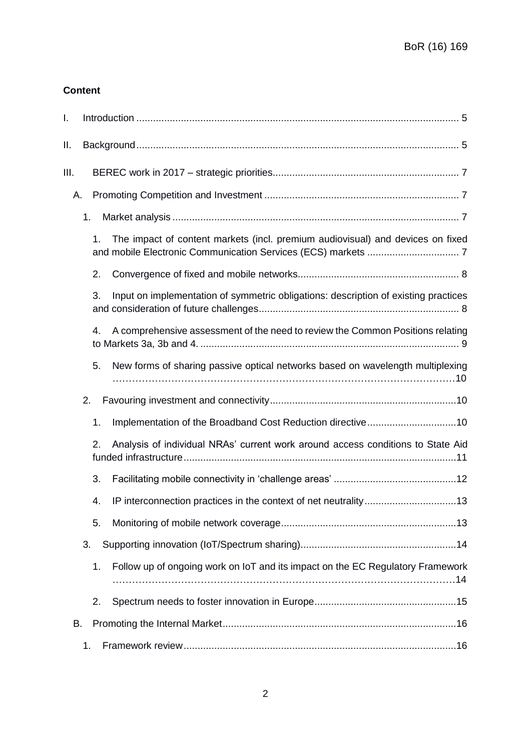**Content**

I. Introduction ............................................................................................................... 5

II. Background................................................................................................................ 5

III. BEREC work in 2017 – strategic priorities.................................................................... 7

A. Promoting Competition and Investment ..................................................................... 7

1. Market analysis ....................................................................................................... 7

1. The impact of content markets (incl. premium audiovisual) and devices on fixed and mobile Electronic Communication Services (ECS) markets ................................. 7

2. Convergence of fixed and mobile networks.......................................................... 8

3. Input on implementation of symmetric obligations: description of existing practices and consideration of future challenges........................................................................ 8

4. A comprehensive assessment of the need to review the Common Positions relating to Markets 3a, 3b and 4. ............................................................................................. 9

5. New forms of sharing passive optical networks based on wavelength multiplexing ……………………………………………………………………………………………10

2. Favouring investment and connectivity...................................................................10

1. Implementation of the Broadband Cost Reduction directive................................10

2. Analysis of individual NRAs' current work around access conditions to State Aid funded infrastructure..................................................................................................11

3. Facilitating mobile connectivity in 'challenge areas' ............................................12

4. IP interconnection practices in the context of net neutrality.................................13

5. Monitoring of mobile network coverage...............................................................13

3. Supporting innovation (IoT/Spectrum sharing)........................................................14

1. Follow up of ongoing work on IoT and its impact on the EC Regulatory Framework ……………………………………………………………………………………………14

2. Spectrum needs to foster innovation in Europe...................................................15

B. Promoting the Internal Market....................................................................................16

1. Framework review..................................................................................................16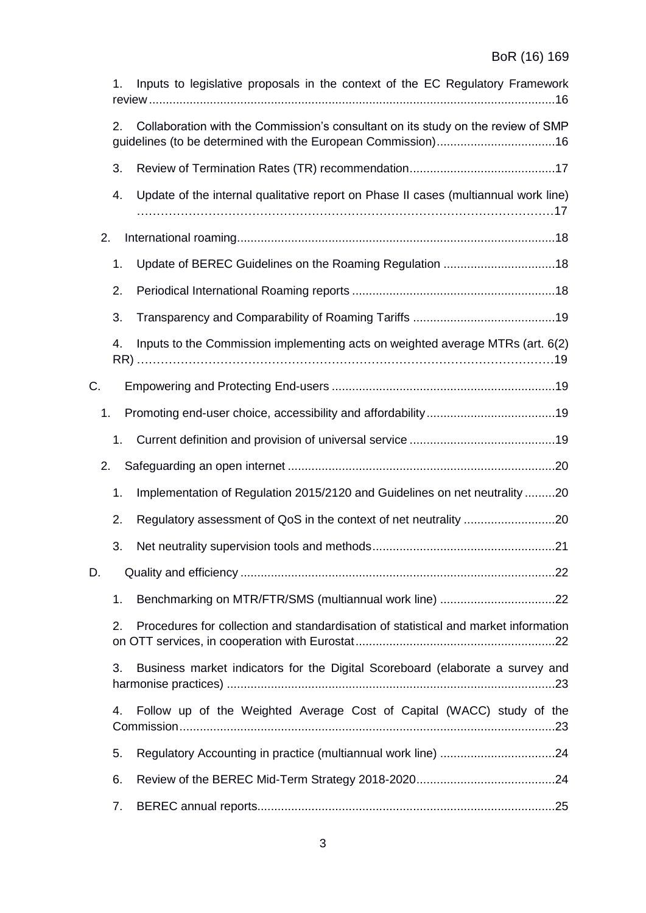1. Inputs to legislative proposals in the context of the EC Regulatory Framework review ........................................................................................................................16

2. Collaboration with the Commission's consultant on its study on the review of SMP guidelines (to be determined with the European Commission)...................................16

3. Review of Termination Rates (TR) recommendation...........................................17

4. Update of the internal qualitative report on Phase II cases (multiannual work line) ……………………………………………………………………………………………17

2. International roaming..............................................................................................18

1. Update of BEREC Guidelines on the Roaming Regulation .................................18

2. Periodical International Roaming reports ............................................................18

3. Transparency and Comparability of Roaming Tariffs ..........................................19

4. Inputs to the Commission implementing acts on weighted average MTRs (art. 6(2) RR) …………………………………………………………………………………………19

C. Empowering and Protecting End-users ..................................................................19

1. Promoting end-user choice, accessibility and affordability......................................19

1. Current definition and provision of universal service ...........................................19

2. Safeguarding an open internet ...............................................................................20

1. Implementation of Regulation 2015/2120 and Guidelines on net neutrality .........20

2. Regulatory assessment of QoS in the context of net neutrality ...........................20

3. Net neutrality supervision tools and methods......................................................21

D. Quality and efficiency .............................................................................................22

1. Benchmarking on MTR/FTR/SMS (multiannual work line) ..................................22

2. Procedures for collection and standardisation of statistical and market information on OTT services, in cooperation with Eurostat...........................................................22

3. Business market indicators for the Digital Scoreboard (elaborate a survey and harmonise practices) .................................................................................................23

4. Follow up of the Weighted Average Cost of Capital (WACC) study of the Commission...............................................................................................................23

5. Regulatory Accounting in practice (multiannual work line) ..................................24

6. Review of the BEREC Mid-Term Strategy 2018-2020.........................................24

7. BEREC annual reports.........................................................................................25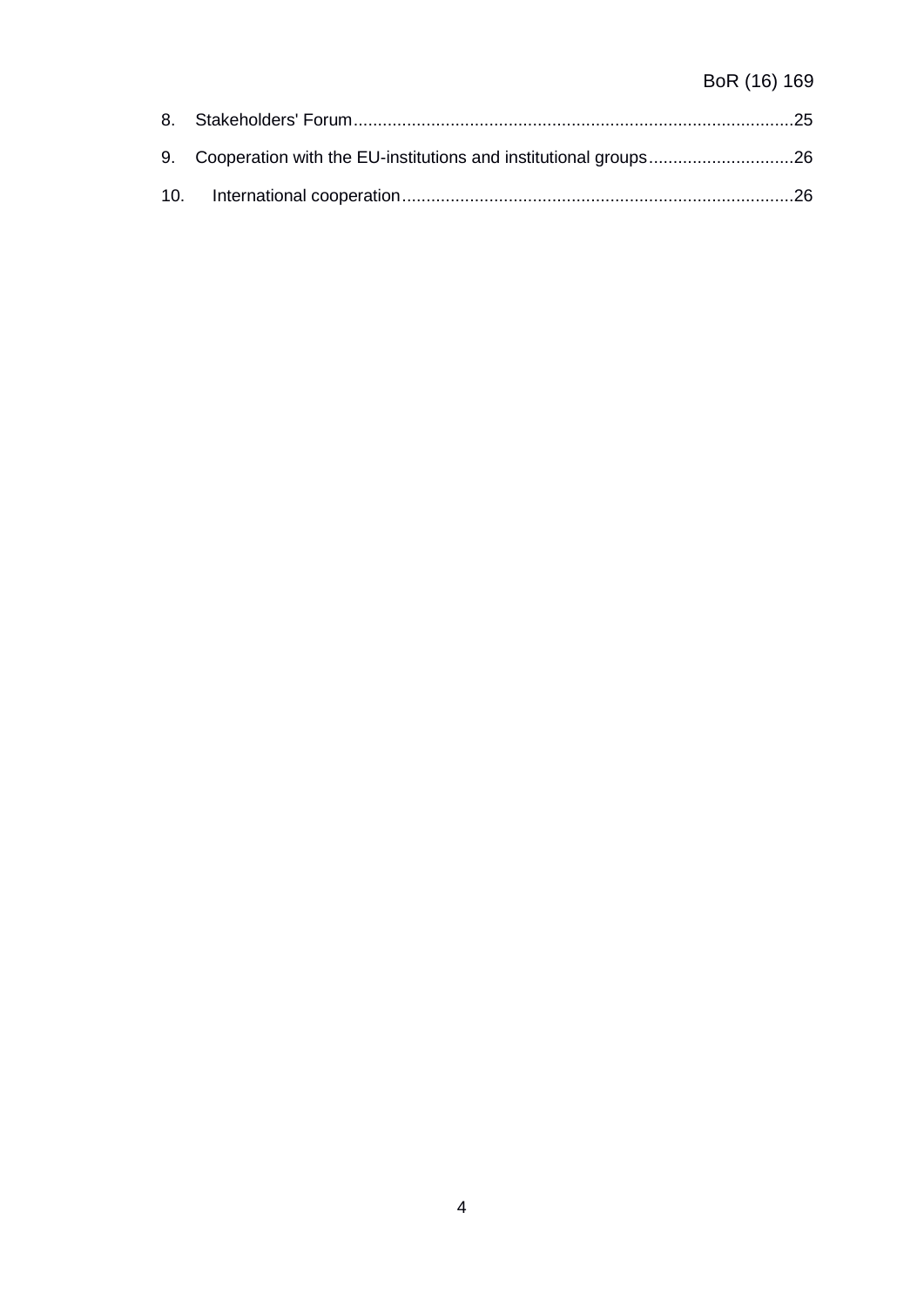8. Stakeholders' Forum..........................................................................................25

9. Cooperation with the EU-institutions and institutional groups..............................26

10. International cooperation.................................................................................26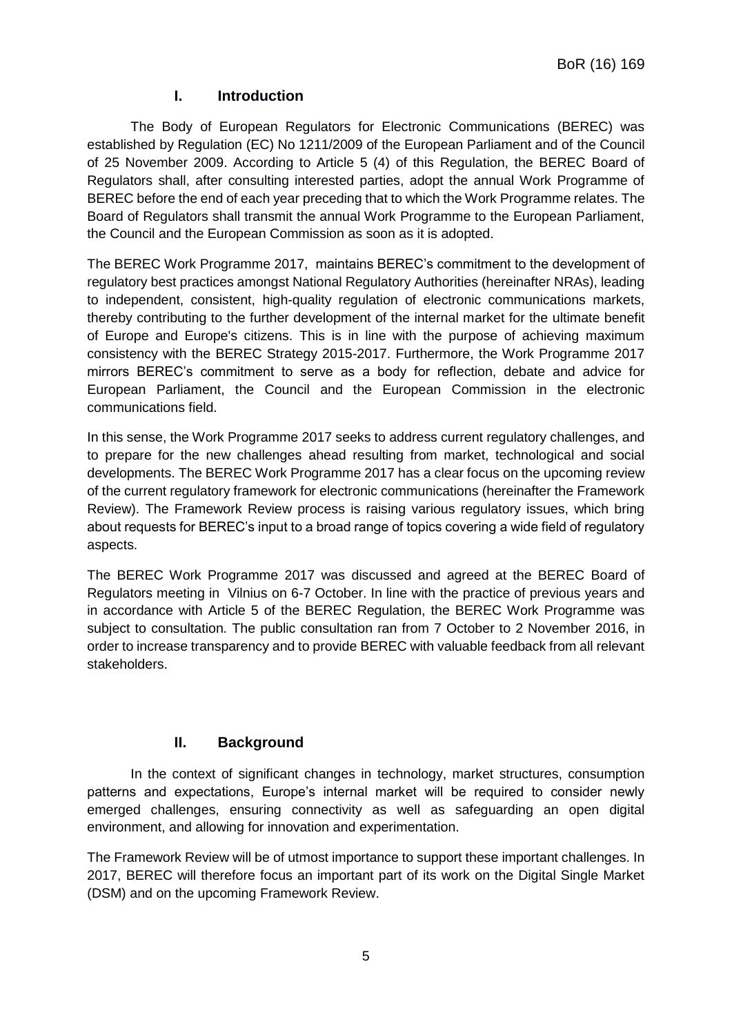## I. Introduction

The Body of European Regulators for Electronic Communications (BEREC) was established by Regulation (EC) No 1211/2009 of the European Parliament and of the Council of 25 November 2009. According to Article 5 (4) of this Regulation, the BEREC Board of Regulators shall, after consulting interested parties, adopt the annual Work Programme of BEREC before the end of each year preceding that to which the Work Programme relates. The Board of Regulators shall transmit the annual Work Programme to the European Parliament, the Council and the European Commission as soon as it is adopted.

The BEREC Work Programme 2017, maintains BEREC's commitment to the development of regulatory best practices amongst National Regulatory Authorities (hereinafter NRAs), leading to independent, consistent, high-quality regulation of electronic communications markets, thereby contributing to the further development of the internal market for the ultimate benefit of Europe and Europe's citizens. This is in line with the purpose of achieving maximum consistency with the BEREC Strategy 2015-2017. Furthermore, the Work Programme 2017 mirrors BEREC's commitment to serve as a body for reflection, debate and advice for European Parliament, the Council and the European Commission in the electronic communications field.

In this sense, the Work Programme 2017 seeks to address current regulatory challenges, and to prepare for the new challenges ahead resulting from market, technological and social developments. The BEREC Work Programme 2017 has a clear focus on the upcoming review of the current regulatory framework for electronic communications (hereinafter the Framework Review). The Framework Review process is raising various regulatory issues, which bring about requests for BEREC's input to a broad range of topics covering a wide field of regulatory aspects.

The BEREC Work Programme 2017 was discussed and agreed at the BEREC Board of Regulators meeting in Vilnius on 6-7 October. In line with the practice of previous years and in accordance with Article 5 of the BEREC Regulation, the BEREC Work Programme was subject to consultation. The public consultation ran from 7 October to 2 November 2016, in order to increase transparency and to provide BEREC with valuable feedback from all relevant stakeholders.

## II. Background

In the context of significant changes in technology, market structures, consumption patterns and expectations, Europe's internal market will be required to consider newly emerged challenges, ensuring connectivity as well as safeguarding an open digital environment, and allowing for innovation and experimentation.

The Framework Review will be of utmost importance to support these important challenges. In 2017, BEREC will therefore focus an important part of its work on the Digital Single Market (DSM) and on the upcoming Framework Review.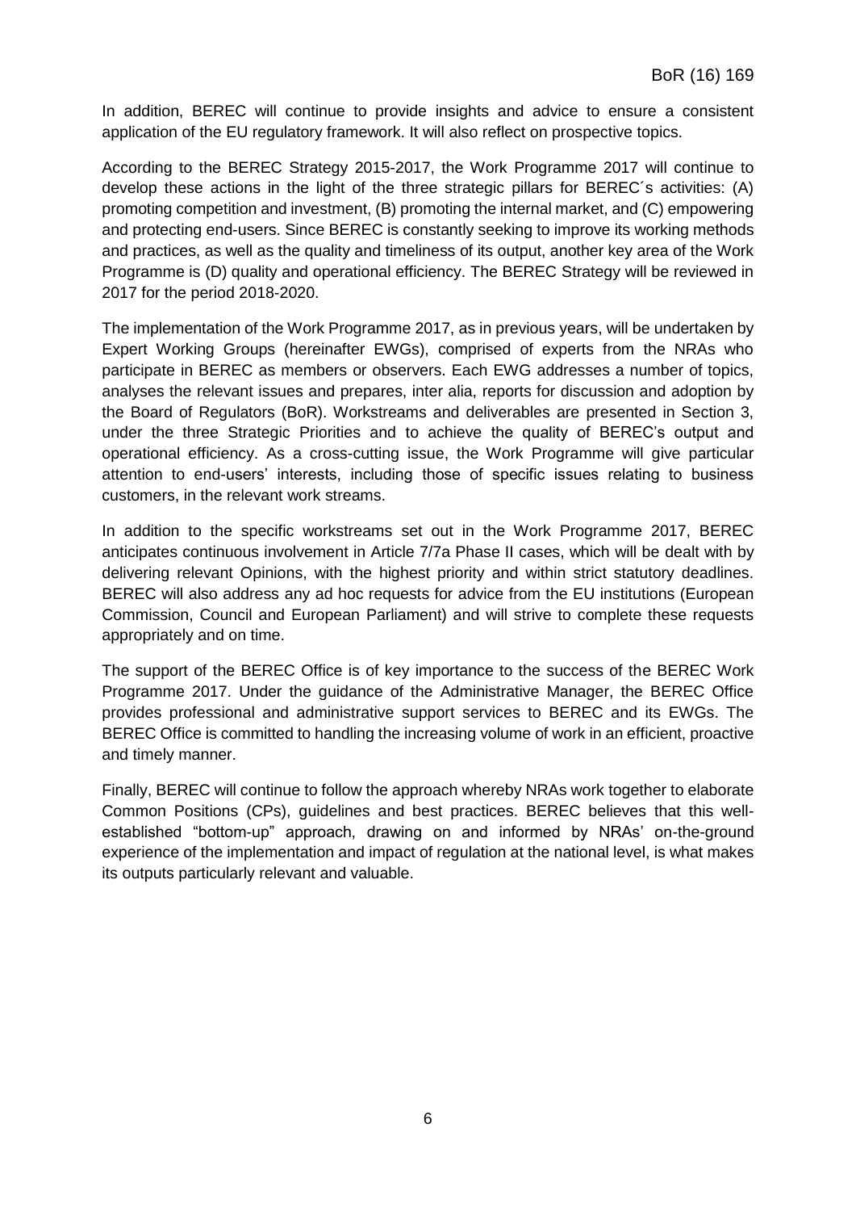In addition, BEREC will continue to provide insights and advice to ensure a consistent application of the EU regulatory framework. It will also reflect on prospective topics.

According to the BEREC Strategy 2015-2017, the Work Programme 2017 will continue to develop these actions in the light of the three strategic pillars for BEREC´s activities: (A) promoting competition and investment, (B) promoting the internal market, and (C) empowering and protecting end-users. Since BEREC is constantly seeking to improve its working methods and practices, as well as the quality and timeliness of its output, another key area of the Work Programme is (D) quality and operational efficiency. The BEREC Strategy will be reviewed in 2017 for the period 2018-2020.

The implementation of the Work Programme 2017, as in previous years, will be undertaken by Expert Working Groups (hereinafter EWGs), comprised of experts from the NRAs who participate in BEREC as members or observers. Each EWG addresses a number of topics, analyses the relevant issues and prepares, inter alia, reports for discussion and adoption by the Board of Regulators (BoR). Workstreams and deliverables are presented in Section 3, under the three Strategic Priorities and to achieve the quality of BEREC's output and operational efficiency. As a cross-cutting issue, the Work Programme will give particular attention to end-users' interests, including those of specific issues relating to business customers, in the relevant work streams.

In addition to the specific workstreams set out in the Work Programme 2017, BEREC anticipates continuous involvement in Article 7/7a Phase II cases, which will be dealt with by delivering relevant Opinions, with the highest priority and within strict statutory deadlines. BEREC will also address any ad hoc requests for advice from the EU institutions (European Commission, Council and European Parliament) and will strive to complete these requests appropriately and on time.

The support of the BEREC Office is of key importance to the success of the BEREC Work Programme 2017. Under the guidance of the Administrative Manager, the BEREC Office provides professional and administrative support services to BEREC and its EWGs. The BEREC Office is committed to handling the increasing volume of work in an efficient, proactive and timely manner.

Finally, BEREC will continue to follow the approach whereby NRAs work together to elaborate Common Positions (CPs), guidelines and best practices. BEREC believes that this well-established "bottom-up" approach, drawing on and informed by NRAs' on-the-ground experience of the implementation and impact of regulation at the national level, is what makes its outputs particularly relevant and valuable.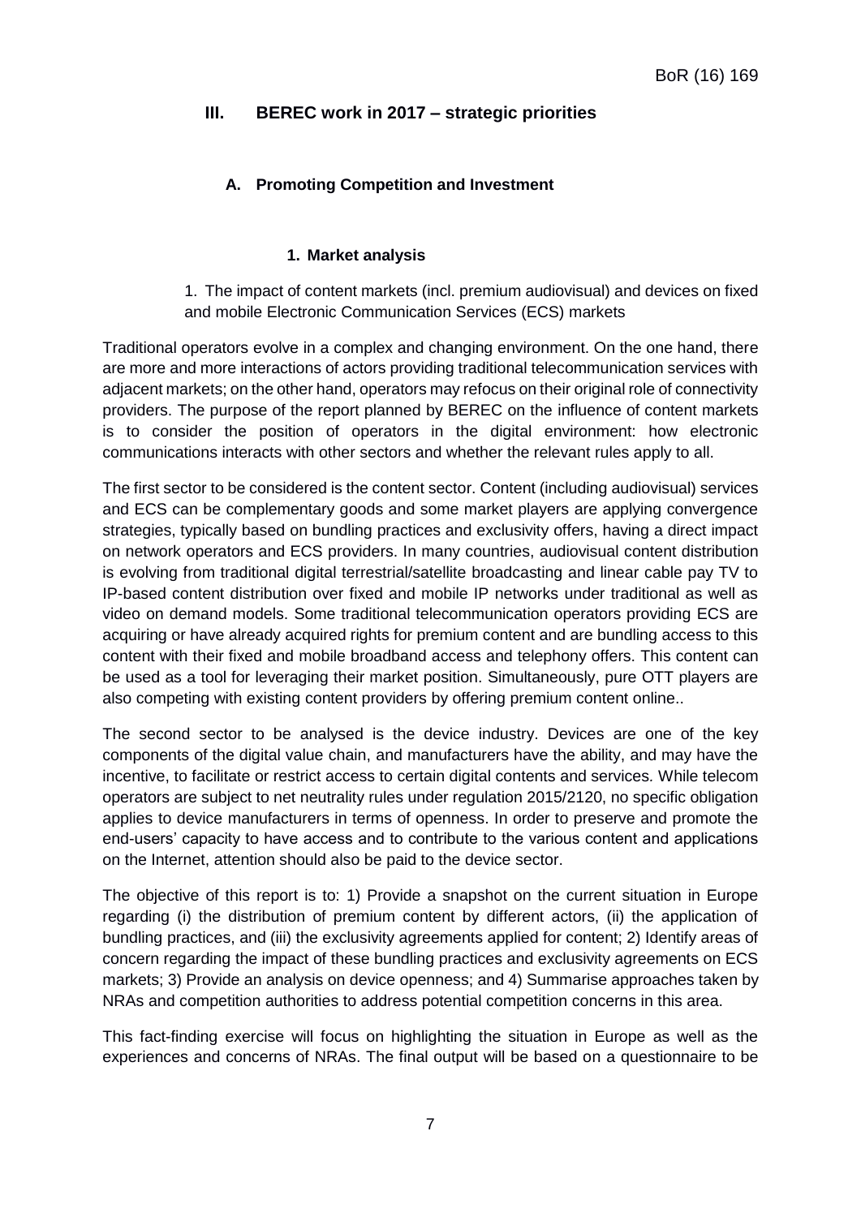## III. BEREC work in 2017 – strategic priorities

### A. Promoting Competition and Investment

#### 1. Market analysis

1. The impact of content markets (incl. premium audiovisual) and devices on fixed and mobile Electronic Communication Services (ECS) markets

Traditional operators evolve in a complex and changing environment. On the one hand, there are more and more interactions of actors providing traditional telecommunication services with adjacent markets; on the other hand, operators may refocus on their original role of connectivity providers. The purpose of the report planned by BEREC on the influence of content markets is to consider the position of operators in the digital environment: how electronic communications interacts with other sectors and whether the relevant rules apply to all.

The first sector to be considered is the content sector. Content (including audiovisual) services and ECS can be complementary goods and some market players are applying convergence strategies, typically based on bundling practices and exclusivity offers, having a direct impact on network operators and ECS providers. In many countries, audiovisual content distribution is evolving from traditional digital terrestrial/satellite broadcasting and linear cable pay TV to IP-based content distribution over fixed and mobile IP networks under traditional as well as video on demand models. Some traditional telecommunication operators providing ECS are acquiring or have already acquired rights for premium content and are bundling access to this content with their fixed and mobile broadband access and telephony offers. This content can be used as a tool for leveraging their market position. Simultaneously, pure OTT players are also competing with existing content providers by offering premium content online..

The second sector to be analysed is the device industry. Devices are one of the key components of the digital value chain, and manufacturers have the ability, and may have the incentive, to facilitate or restrict access to certain digital contents and services. While telecom operators are subject to net neutrality rules under regulation 2015/2120, no specific obligation applies to device manufacturers in terms of openness. In order to preserve and promote the end-users' capacity to have access and to contribute to the various content and applications on the Internet, attention should also be paid to the device sector.

The objective of this report is to: 1) Provide a snapshot on the current situation in Europe regarding (i) the distribution of premium content by different actors, (ii) the application of bundling practices, and (iii) the exclusivity agreements applied for content; 2) Identify areas of concern regarding the impact of these bundling practices and exclusivity agreements on ECS markets; 3) Provide an analysis on device openness; and 4) Summarise approaches taken by NRAs and competition authorities to address potential competition concerns in this area.

This fact-finding exercise will focus on highlighting the situation in Europe as well as the experiences and concerns of NRAs. The final output will be based on a questionnaire to be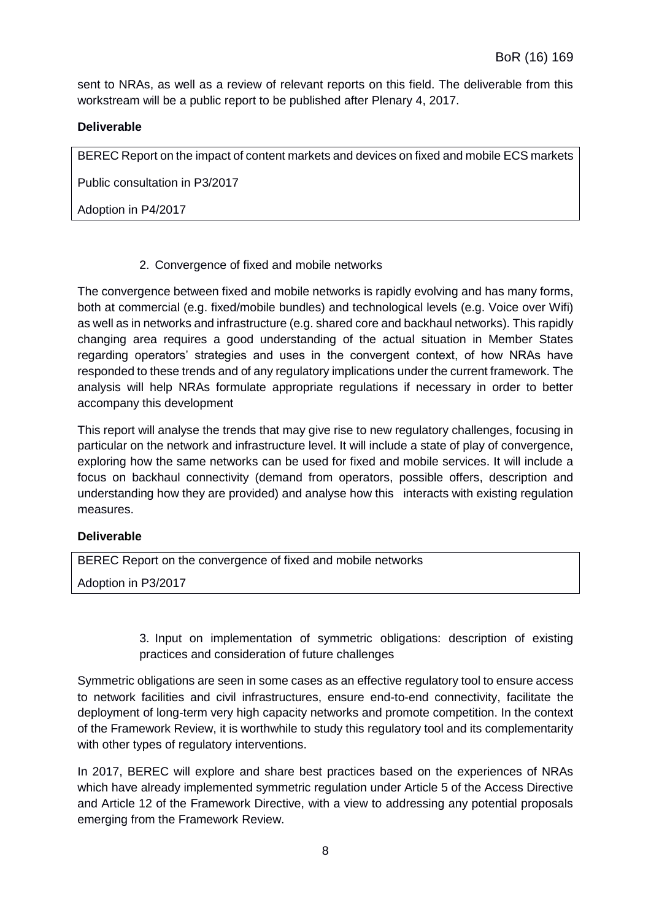sent to NRAs, as well as a review of relevant reports on this field. The deliverable from this workstream will be a public report to be published after Plenary 4, 2017.

**Deliverable**

| BEREC Report on the impact of content markets and devices on fixed and mobile ECS markets<br>Public consultation in P3/2017<br>Adoption in P4/2017 |
|---|

2. Convergence of fixed and mobile networks

The convergence between fixed and mobile networks is rapidly evolving and has many forms, both at commercial (e.g. fixed/mobile bundles) and technological levels (e.g. Voice over Wifi) as well as in networks and infrastructure (e.g. shared core and backhaul networks). This rapidly changing area requires a good understanding of the actual situation in Member States regarding operators' strategies and uses in the convergent context, of how NRAs have responded to these trends and of any regulatory implications under the current framework. The analysis will help NRAs formulate appropriate regulations if necessary in order to better accompany this development

This report will analyse the trends that may give rise to new regulatory challenges, focusing in particular on the network and infrastructure level. It will include a state of play of convergence, exploring how the same networks can be used for fixed and mobile services. It will include a focus on backhaul connectivity (demand from operators, possible offers, description and understanding how they are provided) and analyse how this interacts with existing regulation measures.

**Deliverable**

| BEREC Report on the convergence of fixed and mobile networks<br>Adoption in P3/2017 |
|---|

3. Input on implementation of symmetric obligations: description of existing practices and consideration of future challenges

Symmetric obligations are seen in some cases as an effective regulatory tool to ensure access to network facilities and civil infrastructures, ensure end-to-end connectivity, facilitate the deployment of long-term very high capacity networks and promote competition. In the context of the Framework Review, it is worthwhile to study this regulatory tool and its complementarity with other types of regulatory interventions.

In 2017, BEREC will explore and share best practices based on the experiences of NRAs which have already implemented symmetric regulation under Article 5 of the Access Directive and Article 12 of the Framework Directive, with a view to addressing any potential proposals emerging from the Framework Review.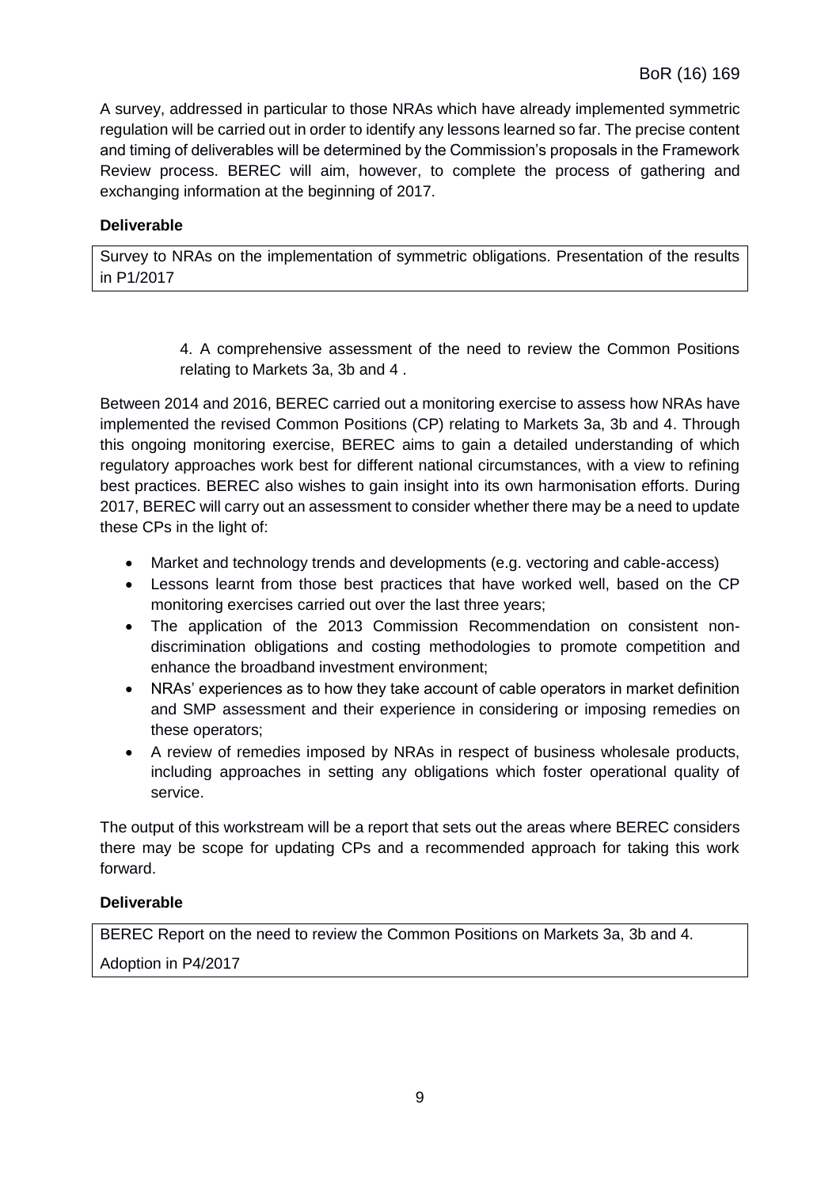A survey, addressed in particular to those NRAs which have already implemented symmetric regulation will be carried out in order to identify any lessons learned so far. The precise content and timing of deliverables will be determined by the Commission's proposals in the Framework Review process. BEREC will aim, however, to complete the process of gathering and exchanging information at the beginning of 2017.

**Deliverable**

| Survey to NRAs on the implementation of symmetric obligations. Presentation of the results in P1/2017 |
|---|

4. A comprehensive assessment of the need to review the Common Positions relating to Markets 3a, 3b and 4 .

Between 2014 and 2016, BEREC carried out a monitoring exercise to assess how NRAs have implemented the revised Common Positions (CP) relating to Markets 3a, 3b and 4. Through this ongoing monitoring exercise, BEREC aims to gain a detailed understanding of which regulatory approaches work best for different national circumstances, with a view to refining best practices. BEREC also wishes to gain insight into its own harmonisation efforts. During 2017, BEREC will carry out an assessment to consider whether there may be a need to update these CPs in the light of:

- Market and technology trends and developments (e.g. vectoring and cable-access)
- Lessons learnt from those best practices that have worked well, based on the CP monitoring exercises carried out over the last three years;
- The application of the 2013 Commission Recommendation on consistent non-discrimination obligations and costing methodologies to promote competition and enhance the broadband investment environment;
- NRAs' experiences as to how they take account of cable operators in market definition and SMP assessment and their experience in considering or imposing remedies on these operators;
- A review of remedies imposed by NRAs in respect of business wholesale products, including approaches in setting any obligations which foster operational quality of service.

The output of this workstream will be a report that sets out the areas where BEREC considers there may be scope for updating CPs and a recommended approach for taking this work forward.

**Deliverable**

| BEREC Report on the need to review the Common Positions on Markets 3a, 3b and 4. Adoption in P4/2017 |
|---|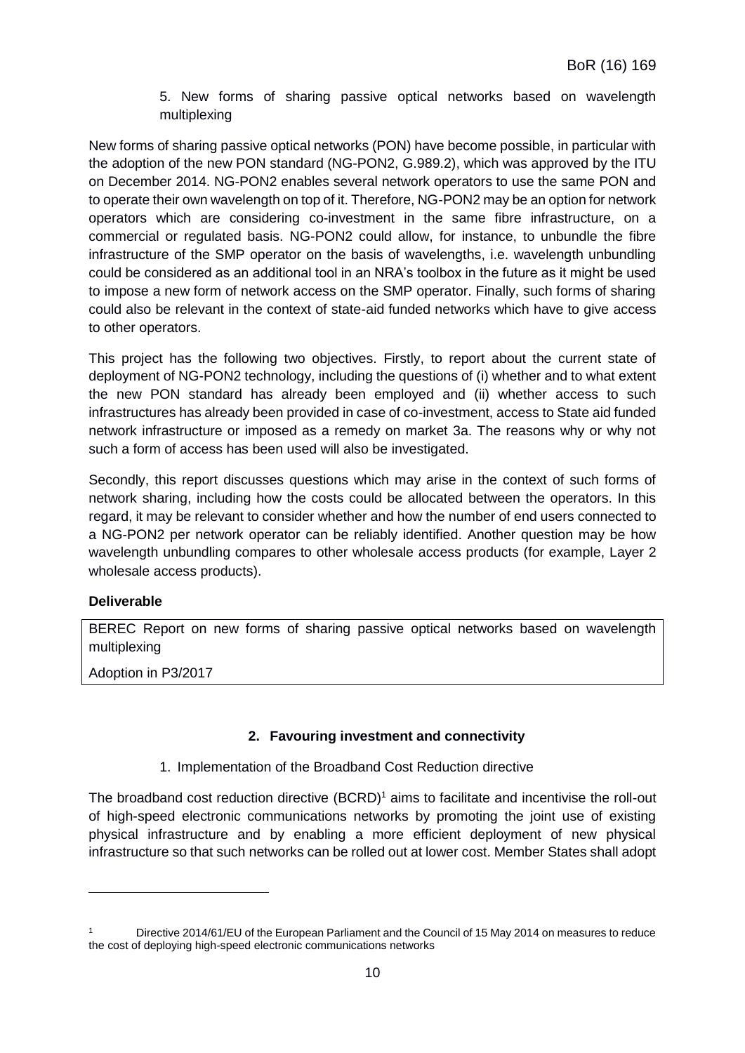### 5. New forms of sharing passive optical networks based on wavelength multiplexing

New forms of sharing passive optical networks (PON) have become possible, in particular with the adoption of the new PON standard (NG-PON2, G.989.2), which was approved by the ITU on December 2014. NG-PON2 enables several network operators to use the same PON and to operate their own wavelength on top of it. Therefore, NG-PON2 may be an option for network operators which are considering co-investment in the same fibre infrastructure, on a commercial or regulated basis. NG-PON2 could allow, for instance, to unbundle the fibre infrastructure of the SMP operator on the basis of wavelengths, i.e. wavelength unbundling could be considered as an additional tool in an NRA's toolbox in the future as it might be used to impose a new form of network access on the SMP operator. Finally, such forms of sharing could also be relevant in the context of state-aid funded networks which have to give access to other operators.

This project has the following two objectives. Firstly, to report about the current state of deployment of NG-PON2 technology, including the questions of (i) whether and to what extent the new PON standard has already been employed and (ii) whether access to such infrastructures has already been provided in case of co-investment, access to State aid funded network infrastructure or imposed as a remedy on market 3a. The reasons why or why not such a form of access has been used will also be investigated.

Secondly, this report discusses questions which may arise in the context of such forms of network sharing, including how the costs could be allocated between the operators. In this regard, it may be relevant to consider whether and how the number of end users connected to a NG-PON2 per network operator can be reliably identified. Another question may be how wavelength unbundling compares to other wholesale access products (for example, Layer 2 wholesale access products).

**Deliverable**

| BEREC Report on new forms of sharing passive optical networks based on wavelength multiplexing |
| --- |
| Adoption in P3/2017 |

## 2. Favouring investment and connectivity

### 1. Implementation of the Broadband Cost Reduction directive

The broadband cost reduction directive (BCRD)[1] aims to facilitate and incentivise the roll-out of high-speed electronic communications networks by promoting the joint use of existing physical infrastructure and by enabling a more efficient deployment of new physical infrastructure so that such networks can be rolled out at lower cost. Member States shall adopt

[1] Directive 2014/61/EU of the European Parliament and the Council of 15 May 2014 on measures to reduce the cost of deploying high-speed electronic communications networks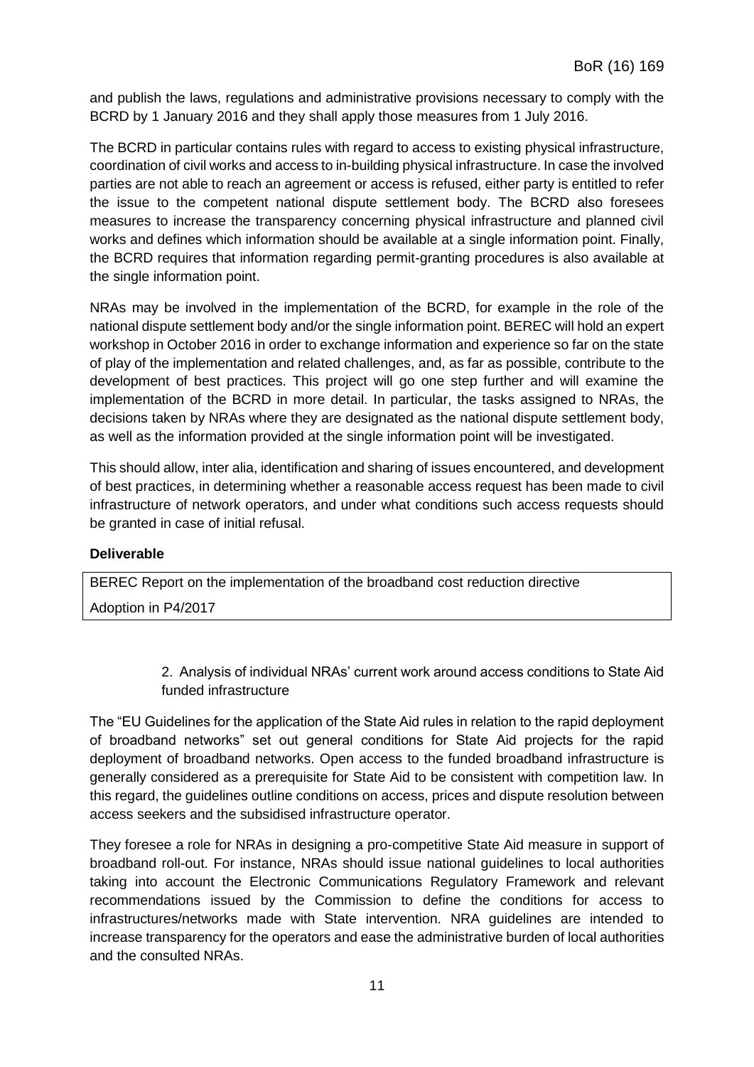and publish the laws, regulations and administrative provisions necessary to comply with the BCRD by 1 January 2016 and they shall apply those measures from 1 July 2016.

The BCRD in particular contains rules with regard to access to existing physical infrastructure, coordination of civil works and access to in-building physical infrastructure. In case the involved parties are not able to reach an agreement or access is refused, either party is entitled to refer the issue to the competent national dispute settlement body. The BCRD also foresees measures to increase the transparency concerning physical infrastructure and planned civil works and defines which information should be available at a single information point. Finally, the BCRD requires that information regarding permit-granting procedures is also available at the single information point.

NRAs may be involved in the implementation of the BCRD, for example in the role of the national dispute settlement body and/or the single information point. BEREC will hold an expert workshop in October 2016 in order to exchange information and experience so far on the state of play of the implementation and related challenges, and, as far as possible, contribute to the development of best practices. This project will go one step further and will examine the implementation of the BCRD in more detail. In particular, the tasks assigned to NRAs, the decisions taken by NRAs where they are designated as the national dispute settlement body, as well as the information provided at the single information point will be investigated.

This should allow, inter alia, identification and sharing of issues encountered, and development of best practices, in determining whether a reasonable access request has been made to civil infrastructure of network operators, and under what conditions such access requests should be granted in case of initial refusal.

**Deliverable**

| BEREC Report on the implementation of the broadband cost reduction directive |
| --- |
| Adoption in P4/2017 |

2. Analysis of individual NRAs' current work around access conditions to State Aid funded infrastructure

The "EU Guidelines for the application of the State Aid rules in relation to the rapid deployment of broadband networks" set out general conditions for State Aid projects for the rapid deployment of broadband networks. Open access to the funded broadband infrastructure is generally considered as a prerequisite for State Aid to be consistent with competition law. In this regard, the guidelines outline conditions on access, prices and dispute resolution between access seekers and the subsidised infrastructure operator.

They foresee a role for NRAs in designing a pro-competitive State Aid measure in support of broadband roll-out. For instance, NRAs should issue national guidelines to local authorities taking into account the Electronic Communications Regulatory Framework and relevant recommendations issued by the Commission to define the conditions for access to infrastructures/networks made with State intervention. NRA guidelines are intended to increase transparency for the operators and ease the administrative burden of local authorities and the consulted NRAs.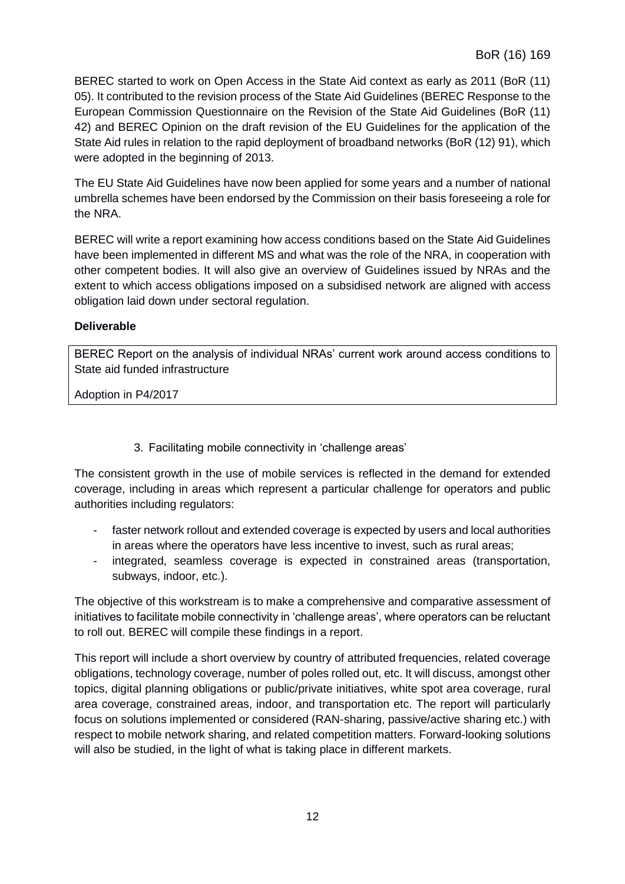BEREC started to work on Open Access in the State Aid context as early as 2011 (BoR (11) 05). It contributed to the revision process of the State Aid Guidelines (BEREC Response to the European Commission Questionnaire on the Revision of the State Aid Guidelines (BoR (11) 42) and BEREC Opinion on the draft revision of the EU Guidelines for the application of the State Aid rules in relation to the rapid deployment of broadband networks (BoR (12) 91), which were adopted in the beginning of 2013.

The EU State Aid Guidelines have now been applied for some years and a number of national umbrella schemes have been endorsed by the Commission on their basis foreseeing a role for the NRA.

BEREC will write a report examining how access conditions based on the State Aid Guidelines have been implemented in different MS and what was the role of the NRA, in cooperation with other competent bodies. It will also give an overview of Guidelines issued by NRAs and the extent to which access obligations imposed on a subsidised network are aligned with access obligation laid down under sectoral regulation.

**Deliverable**

| BEREC Report on the analysis of individual NRAs' current work around access conditions to State aid funded infrastructure<br><br>Adoption in P4/2017 |
|---|

### 3. Facilitating mobile connectivity in 'challenge areas'

The consistent growth in the use of mobile services is reflected in the demand for extended coverage, including in areas which represent a particular challenge for operators and public authorities including regulators:

- faster network rollout and extended coverage is expected by users and local authorities in areas where the operators have less incentive to invest, such as rural areas;
- integrated, seamless coverage is expected in constrained areas (transportation, subways, indoor, etc.).

The objective of this workstream is to make a comprehensive and comparative assessment of initiatives to facilitate mobile connectivity in 'challenge areas', where operators can be reluctant to roll out. BEREC will compile these findings in a report.

This report will include a short overview by country of attributed frequencies, related coverage obligations, technology coverage, number of poles rolled out, etc. It will discuss, amongst other topics, digital planning obligations or public/private initiatives, white spot area coverage, rural area coverage, constrained areas, indoor, and transportation etc. The report will particularly focus on solutions implemented or considered (RAN-sharing, passive/active sharing etc.) with respect to mobile network sharing, and related competition matters. Forward-looking solutions will also be studied, in the light of what is taking place in different markets.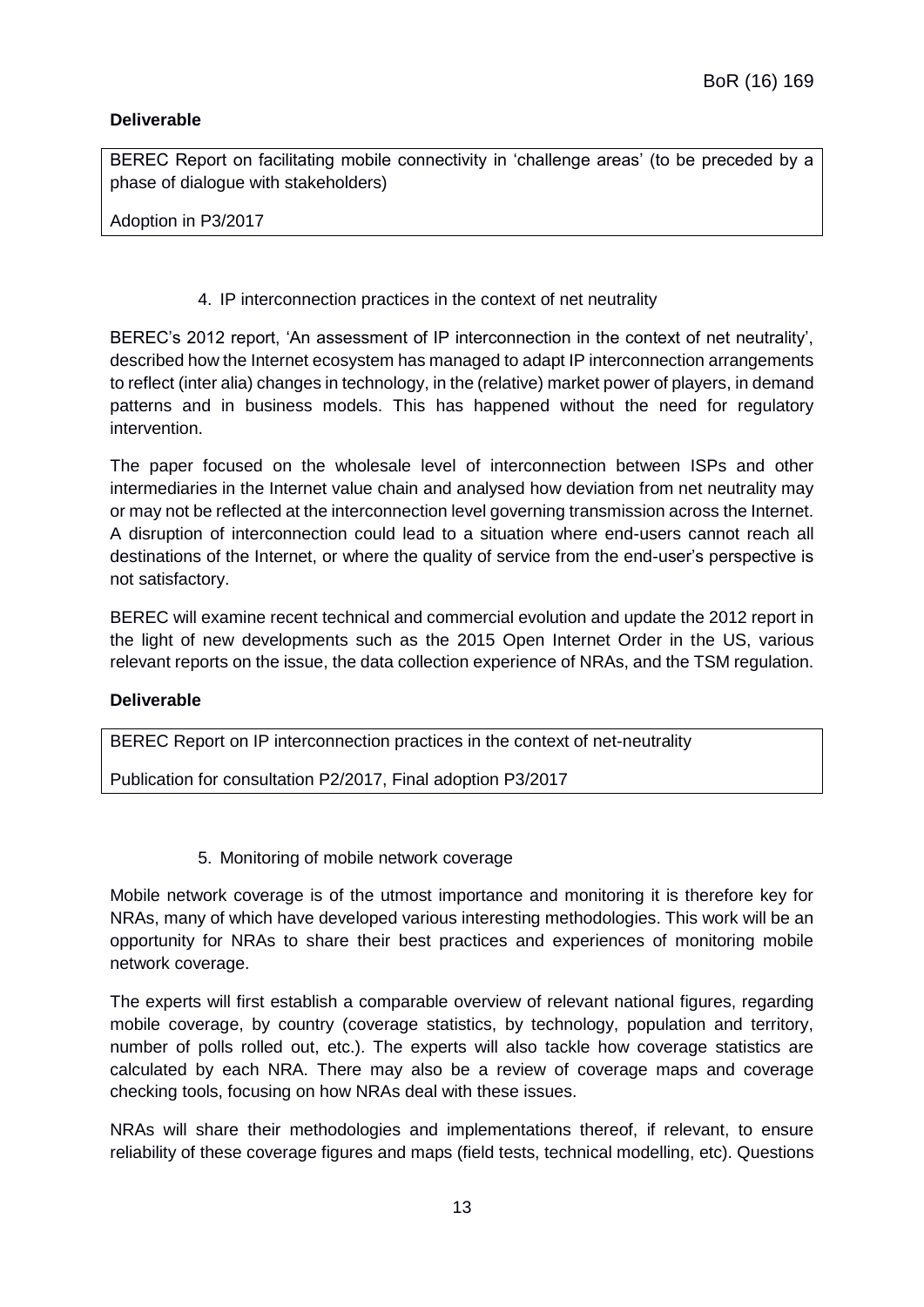**Deliverable**

BEREC Report on facilitating mobile connectivity in 'challenge areas' (to be preceded by a phase of dialogue with stakeholders)

Adoption in P3/2017

4. IP interconnection practices in the context of net neutrality

BEREC's 2012 report, 'An assessment of IP interconnection in the context of net neutrality', described how the Internet ecosystem has managed to adapt IP interconnection arrangements to reflect (inter alia) changes in technology, in the (relative) market power of players, in demand patterns and in business models. This has happened without the need for regulatory intervention.

The paper focused on the wholesale level of interconnection between ISPs and other intermediaries in the Internet value chain and analysed how deviation from net neutrality may or may not be reflected at the interconnection level governing transmission across the Internet. A disruption of interconnection could lead to a situation where end-users cannot reach all destinations of the Internet, or where the quality of service from the end-user's perspective is not satisfactory.

BEREC will examine recent technical and commercial evolution and update the 2012 report in the light of new developments such as the 2015 Open Internet Order in the US, various relevant reports on the issue, the data collection experience of NRAs, and the TSM regulation.

**Deliverable**

BEREC Report on IP interconnection practices in the context of net-neutrality

Publication for consultation P2/2017, Final adoption P3/2017

5. Monitoring of mobile network coverage

Mobile network coverage is of the utmost importance and monitoring it is therefore key for NRAs, many of which have developed various interesting methodologies. This work will be an opportunity for NRAs to share their best practices and experiences of monitoring mobile network coverage.

The experts will first establish a comparable overview of relevant national figures, regarding mobile coverage, by country (coverage statistics, by technology, population and territory, number of polls rolled out, etc.). The experts will also tackle how coverage statistics are calculated by each NRA. There may also be a review of coverage maps and coverage checking tools, focusing on how NRAs deal with these issues.

NRAs will share their methodologies and implementations thereof, if relevant, to ensure reliability of these coverage figures and maps (field tests, technical modelling, etc). Questions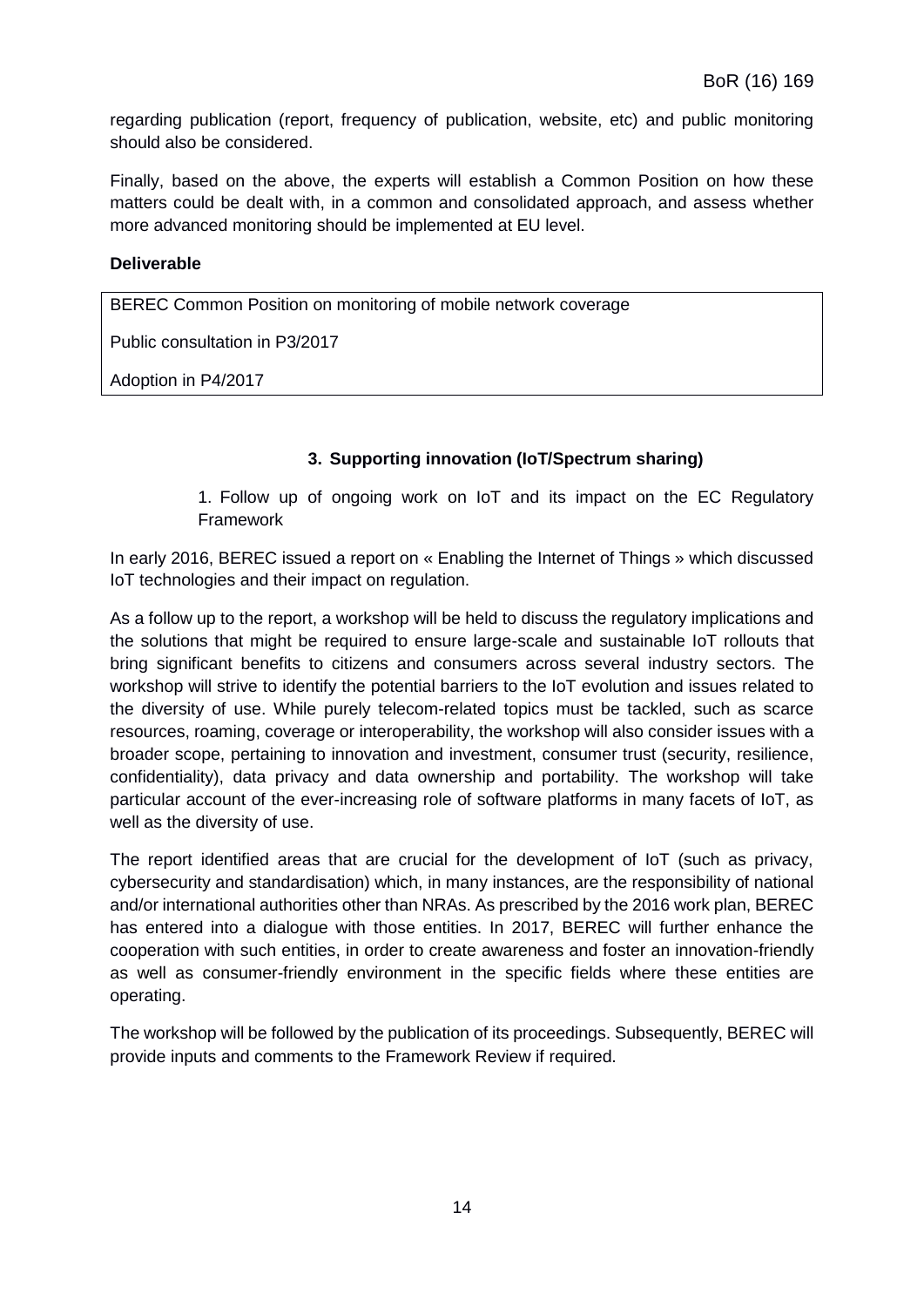regarding publication (report, frequency of publication, website, etc) and public monitoring should also be considered.

Finally, based on the above, the experts will establish a Common Position on how these matters could be dealt with, in a common and consolidated approach, and assess whether more advanced monitoring should be implemented at EU level.

**Deliverable**

| BEREC Common Position on monitoring of mobile network coverage<br>Public consultation in P3/2017<br>Adoption in P4/2017 |
|---|

### 3. Supporting innovation (IoT/Spectrum sharing)

1. Follow up of ongoing work on IoT and its impact on the EC Regulatory Framework

In early 2016, BEREC issued a report on « Enabling the Internet of Things » which discussed IoT technologies and their impact on regulation.

As a follow up to the report, a workshop will be held to discuss the regulatory implications and the solutions that might be required to ensure large-scale and sustainable IoT rollouts that bring significant benefits to citizens and consumers across several industry sectors. The workshop will strive to identify the potential barriers to the IoT evolution and issues related to the diversity of use. While purely telecom-related topics must be tackled, such as scarce resources, roaming, coverage or interoperability, the workshop will also consider issues with a broader scope, pertaining to innovation and investment, consumer trust (security, resilience, confidentiality), data privacy and data ownership and portability. The workshop will take particular account of the ever-increasing role of software platforms in many facets of IoT, as well as the diversity of use.

The report identified areas that are crucial for the development of IoT (such as privacy, cybersecurity and standardisation) which, in many instances, are the responsibility of national and/or international authorities other than NRAs. As prescribed by the 2016 work plan, BEREC has entered into a dialogue with those entities. In 2017, BEREC will further enhance the cooperation with such entities, in order to create awareness and foster an innovation-friendly as well as consumer-friendly environment in the specific fields where these entities are operating.

The workshop will be followed by the publication of its proceedings. Subsequently, BEREC will provide inputs and comments to the Framework Review if required.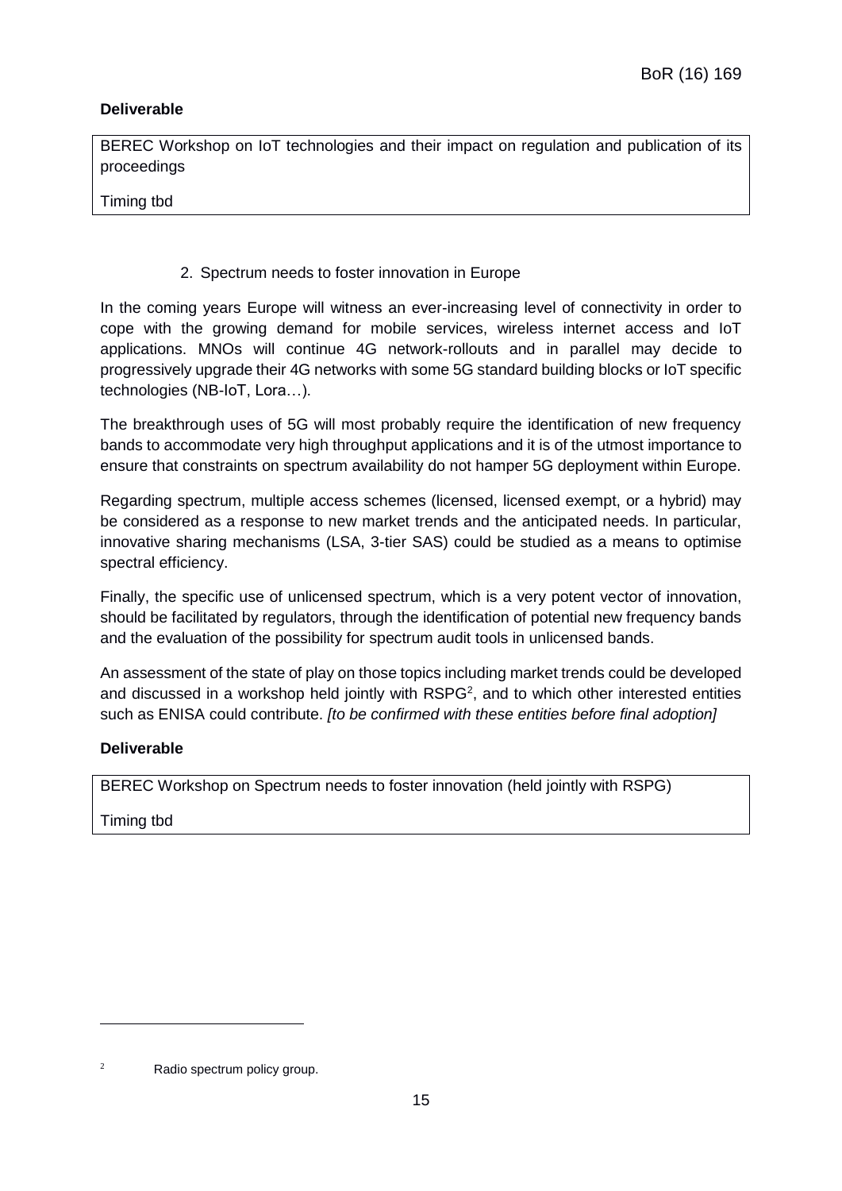**Deliverable**

BEREC Workshop on IoT technologies and their impact on regulation and publication of its proceedings

Timing tbd

2. Spectrum needs to foster innovation in Europe

In the coming years Europe will witness an ever-increasing level of connectivity in order to cope with the growing demand for mobile services, wireless internet access and IoT applications. MNOs will continue 4G network-rollouts and in parallel may decide to progressively upgrade their 4G networks with some 5G standard building blocks or IoT specific technologies (NB-IoT, Lora…).

The breakthrough uses of 5G will most probably require the identification of new frequency bands to accommodate very high throughput applications and it is of the utmost importance to ensure that constraints on spectrum availability do not hamper 5G deployment within Europe.

Regarding spectrum, multiple access schemes (licensed, licensed exempt, or a hybrid) may be considered as a response to new market trends and the anticipated needs. In particular, innovative sharing mechanisms (LSA, 3-tier SAS) could be studied as a means to optimise spectral efficiency.

Finally, the specific use of unlicensed spectrum, which is a very potent vector of innovation, should be facilitated by regulators, through the identification of potential new frequency bands and the evaluation of the possibility for spectrum audit tools in unlicensed bands.

An assessment of the state of play on those topics including market trends could be developed and discussed in a workshop held jointly with RSPG[2], and to which other interested entities such as ENISA could contribute. *[to be confirmed with these entities before final adoption]*

**Deliverable**

BEREC Workshop on Spectrum needs to foster innovation (held jointly with RSPG)

Timing tbd

---

[2] Radio spectrum policy group.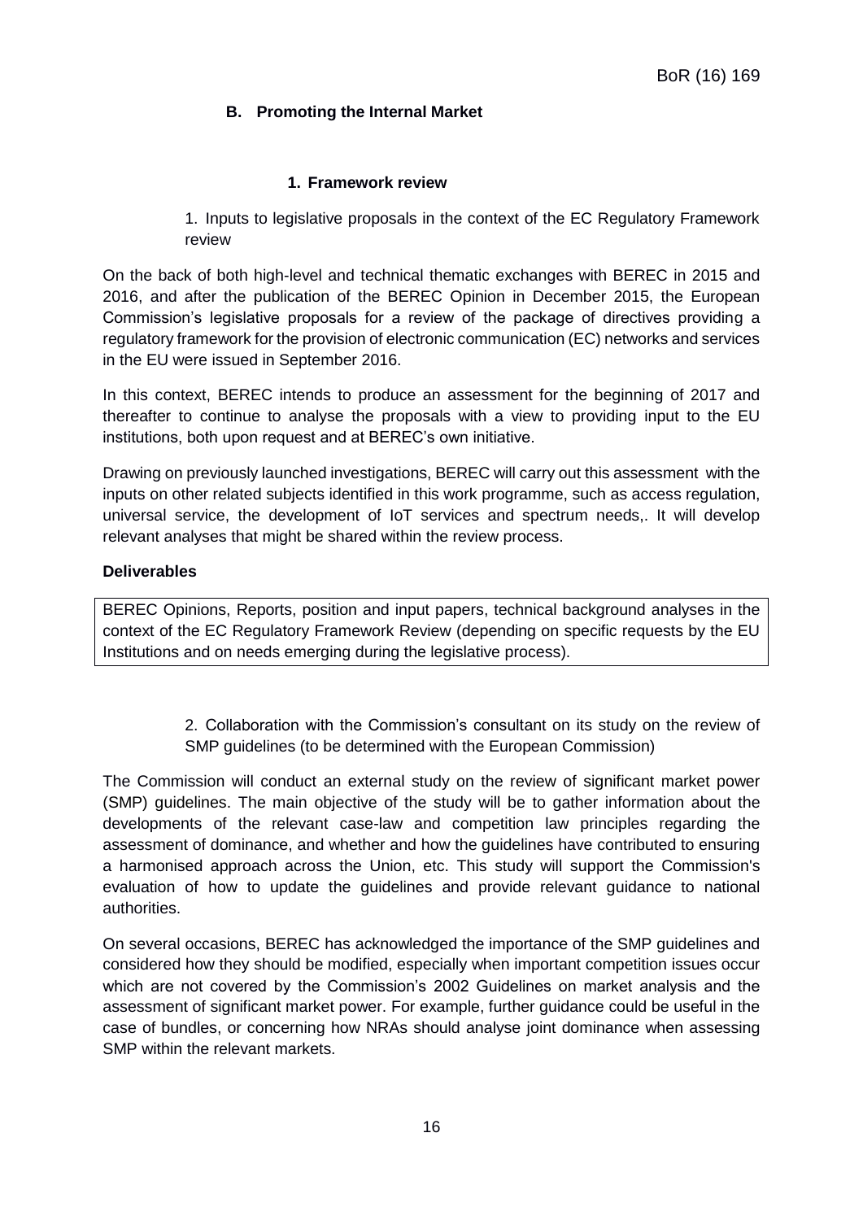## B. Promoting the Internal Market

### 1. Framework review

1. Inputs to legislative proposals in the context of the EC Regulatory Framework review

On the back of both high-level and technical thematic exchanges with BEREC in 2015 and 2016, and after the publication of the BEREC Opinion in December 2015, the European Commission's legislative proposals for a review of the package of directives providing a regulatory framework for the provision of electronic communication (EC) networks and services in the EU were issued in September 2016.

In this context, BEREC intends to produce an assessment for the beginning of 2017 and thereafter to continue to analyse the proposals with a view to providing input to the EU institutions, both upon request and at BEREC's own initiative.

Drawing on previously launched investigations, BEREC will carry out this assessment with the inputs on other related subjects identified in this work programme, such as access regulation, universal service, the development of IoT services and spectrum needs,. It will develop relevant analyses that might be shared within the review process.

**Deliverables**

| BEREC Opinions, Reports, position and input papers, technical background analyses in the context of the EC Regulatory Framework Review (depending on specific requests by the EU Institutions and on needs emerging during the legislative process). |
|---|

2. Collaboration with the Commission's consultant on its study on the review of SMP guidelines (to be determined with the European Commission)

The Commission will conduct an external study on the review of significant market power (SMP) guidelines. The main objective of the study will be to gather information about the developments of the relevant case-law and competition law principles regarding the assessment of dominance, and whether and how the guidelines have contributed to ensuring a harmonised approach across the Union, etc. This study will support the Commission's evaluation of how to update the guidelines and provide relevant guidance to national authorities.

On several occasions, BEREC has acknowledged the importance of the SMP guidelines and considered how they should be modified, especially when important competition issues occur which are not covered by the Commission's 2002 Guidelines on market analysis and the assessment of significant market power. For example, further guidance could be useful in the case of bundles, or concerning how NRAs should analyse joint dominance when assessing SMP within the relevant markets.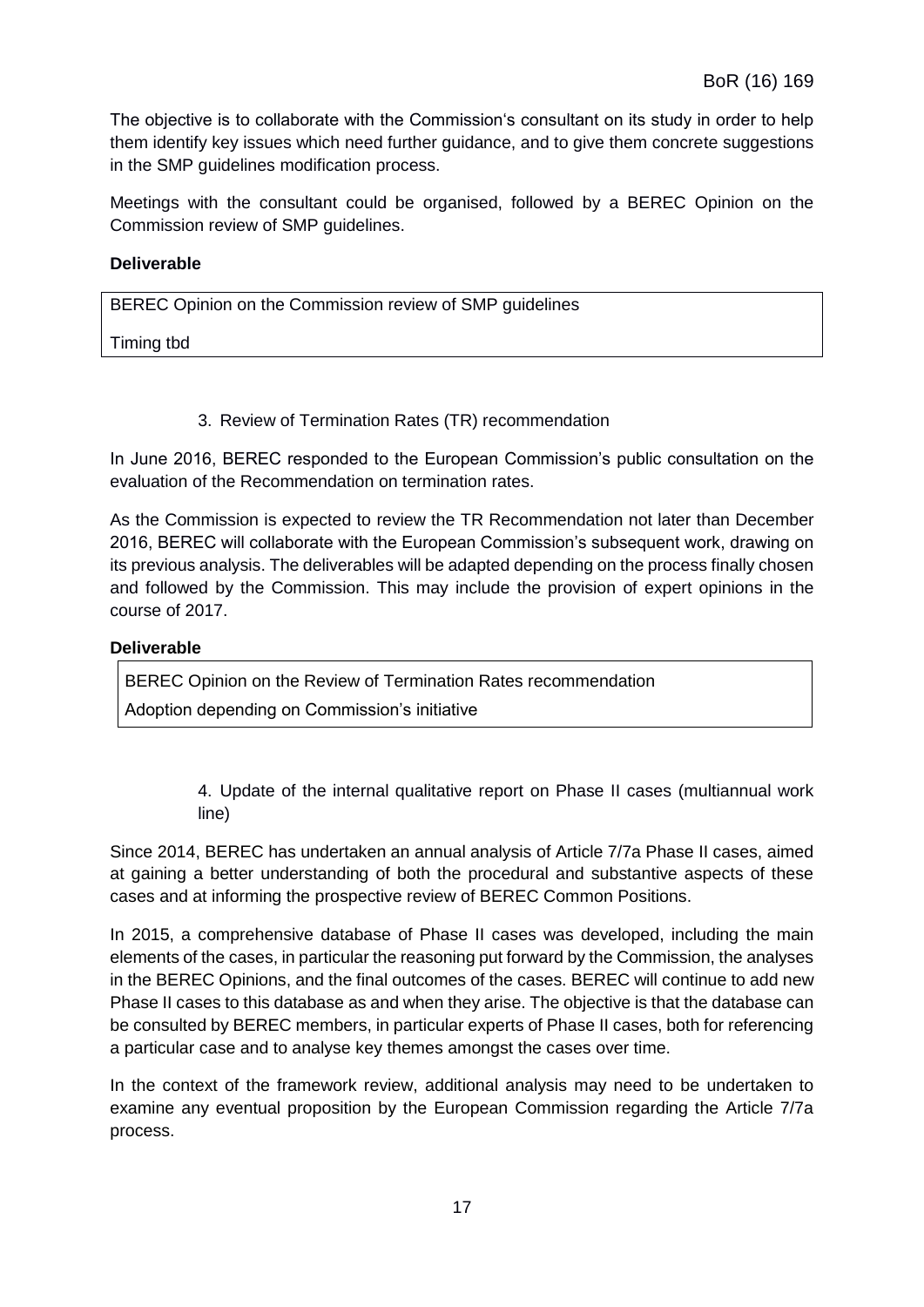The objective is to collaborate with the Commission's consultant on its study in order to help them identify key issues which need further guidance, and to give them concrete suggestions in the SMP guidelines modification process.

Meetings with the consultant could be organised, followed by a BEREC Opinion on the Commission review of SMP guidelines.

**Deliverable**

| BEREC Opinion on the Commission review of SMP guidelines<br><br>Timing tbd |
|---|

### 3. Review of Termination Rates (TR) recommendation

In June 2016, BEREC responded to the European Commission's public consultation on the evaluation of the Recommendation on termination rates.

As the Commission is expected to review the TR Recommendation not later than December 2016, BEREC will collaborate with the European Commission's subsequent work, drawing on its previous analysis. The deliverables will be adapted depending on the process finally chosen and followed by the Commission. This may include the provision of expert opinions in the course of 2017.

**Deliverable**

| BEREC Opinion on the Review of Termination Rates recommendation<br>Adoption depending on Commission's initiative |
|---|

### 4. Update of the internal qualitative report on Phase II cases (multiannual work line)

Since 2014, BEREC has undertaken an annual analysis of Article 7/7a Phase II cases, aimed at gaining a better understanding of both the procedural and substantive aspects of these cases and at informing the prospective review of BEREC Common Positions.

In 2015, a comprehensive database of Phase II cases was developed, including the main elements of the cases, in particular the reasoning put forward by the Commission, the analyses in the BEREC Opinions, and the final outcomes of the cases. BEREC will continue to add new Phase II cases to this database as and when they arise. The objective is that the database can be consulted by BEREC members, in particular experts of Phase II cases, both for referencing a particular case and to analyse key themes amongst the cases over time.

In the context of the framework review, additional analysis may need to be undertaken to examine any eventual proposition by the European Commission regarding the Article 7/7a process.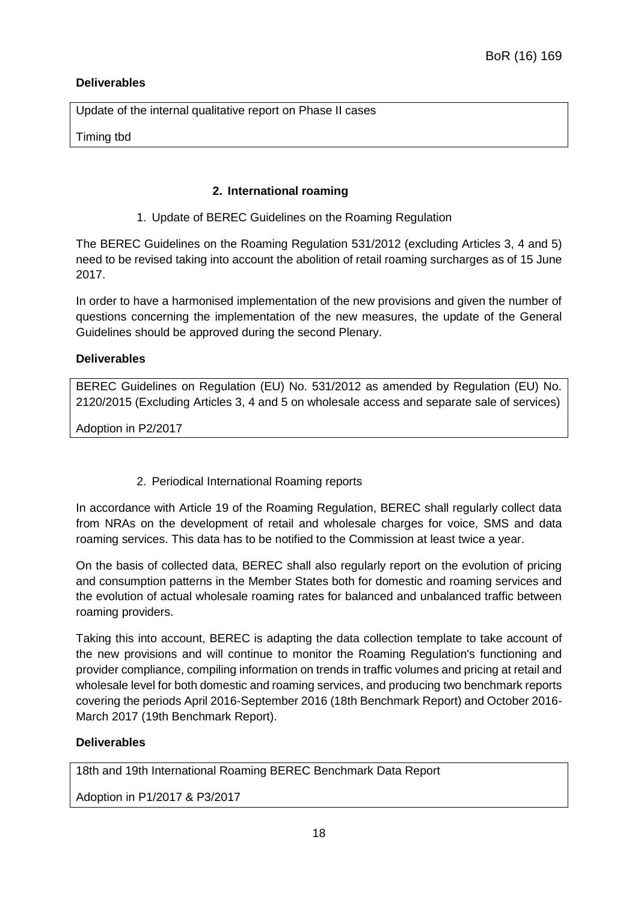**Deliverables**

| Update of the internal qualitative report on Phase II cases |
| --- |
| Timing tbd |

## 2. International roaming

### 1. Update of BEREC Guidelines on the Roaming Regulation

The BEREC Guidelines on the Roaming Regulation 531/2012 (excluding Articles 3, 4 and 5) need to be revised taking into account the abolition of retail roaming surcharges as of 15 June 2017.

In order to have a harmonised implementation of the new provisions and given the number of questions concerning the implementation of the new measures, the update of the General Guidelines should be approved during the second Plenary.

**Deliverables**

| BEREC Guidelines on Regulation (EU) No. 531/2012 as amended by Regulation (EU) No. 2120/2015 (Excluding Articles 3, 4 and 5 on wholesale access and separate sale of services) |
| --- |
| Adoption in P2/2017 |

### 2. Periodical International Roaming reports

In accordance with Article 19 of the Roaming Regulation, BEREC shall regularly collect data from NRAs on the development of retail and wholesale charges for voice, SMS and data roaming services. This data has to be notified to the Commission at least twice a year.

On the basis of collected data, BEREC shall also regularly report on the evolution of pricing and consumption patterns in the Member States both for domestic and roaming services and the evolution of actual wholesale roaming rates for balanced and unbalanced traffic between roaming providers.

Taking this into account, BEREC is adapting the data collection template to take account of the new provisions and will continue to monitor the Roaming Regulation's functioning and provider compliance, compiling information on trends in traffic volumes and pricing at retail and wholesale level for both domestic and roaming services, and producing two benchmark reports covering the periods April 2016-September 2016 (18th Benchmark Report) and October 2016-March 2017 (19th Benchmark Report).

**Deliverables**

| 18th and 19th International Roaming BEREC Benchmark Data Report |
| --- |
| Adoption in P1/2017 & P3/2017 |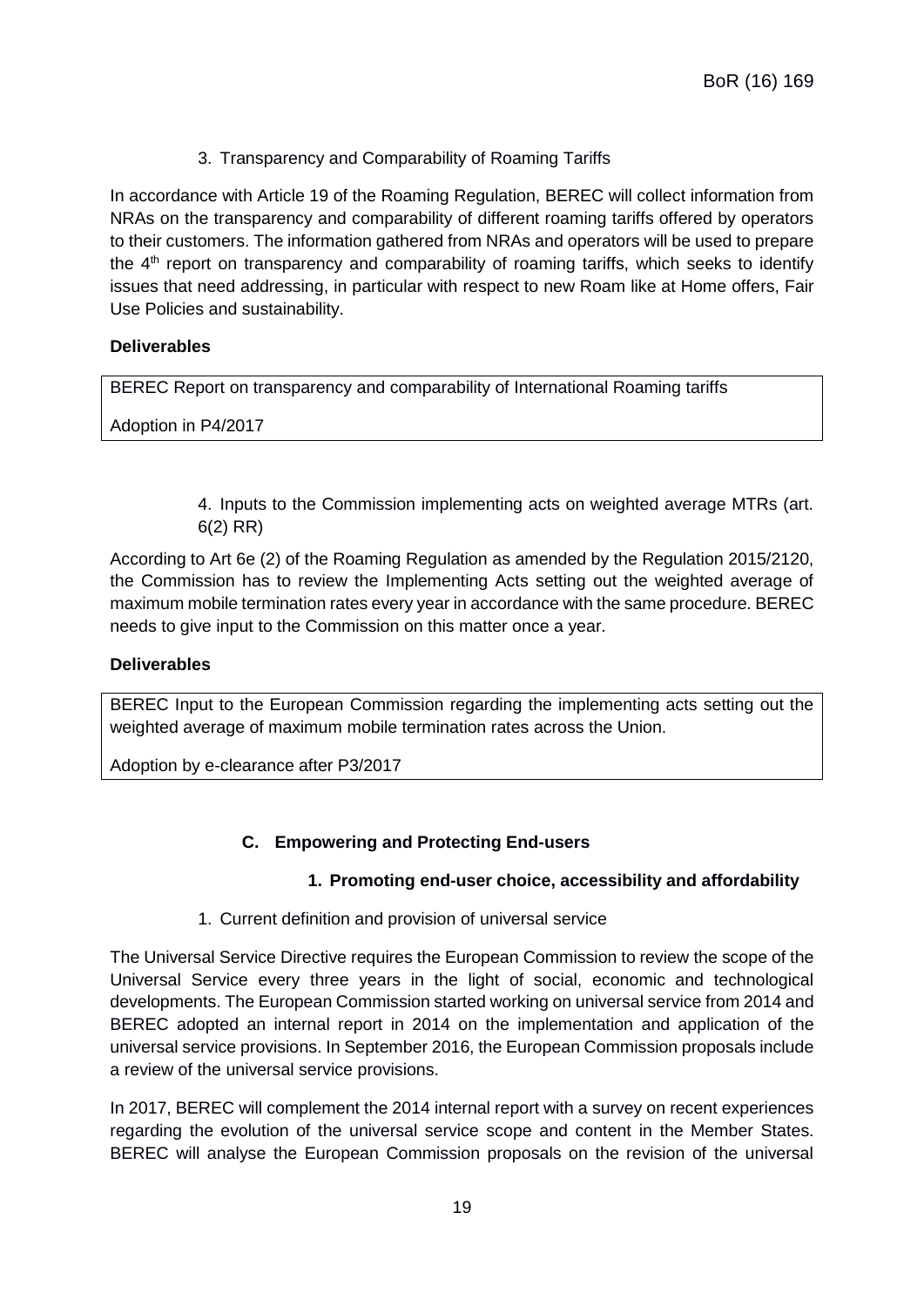3. Transparency and Comparability of Roaming Tariffs

In accordance with Article 19 of the Roaming Regulation, BEREC will collect information from NRAs on the transparency and comparability of different roaming tariffs offered by operators to their customers. The information gathered from NRAs and operators will be used to prepare the 4th report on transparency and comparability of roaming tariffs, which seeks to identify issues that need addressing, in particular with respect to new Roam like at Home offers, Fair Use Policies and sustainability.

**Deliverables**

| BEREC Report on transparency and comparability of International Roaming tariffs<br><br>Adoption in P4/2017 |
|---|

4. Inputs to the Commission implementing acts on weighted average MTRs (art. 6(2) RR)

According to Art 6e (2) of the Roaming Regulation as amended by the Regulation 2015/2120, the Commission has to review the Implementing Acts setting out the weighted average of maximum mobile termination rates every year in accordance with the same procedure. BEREC needs to give input to the Commission on this matter once a year.

**Deliverables**

| BEREC Input to the European Commission regarding the implementing acts setting out the weighted average of maximum mobile termination rates across the Union.<br><br>Adoption by e-clearance after P3/2017 |
|---|

## C. Empowering and Protecting End-users

### 1. Promoting end-user choice, accessibility and affordability

1. Current definition and provision of universal service

The Universal Service Directive requires the European Commission to review the scope of the Universal Service every three years in the light of social, economic and technological developments. The European Commission started working on universal service from 2014 and BEREC adopted an internal report in 2014 on the implementation and application of the universal service provisions. In September 2016, the European Commission proposals include a review of the universal service provisions.

In 2017, BEREC will complement the 2014 internal report with a survey on recent experiences regarding the evolution of the universal service scope and content in the Member States. BEREC will analyse the European Commission proposals on the revision of the universal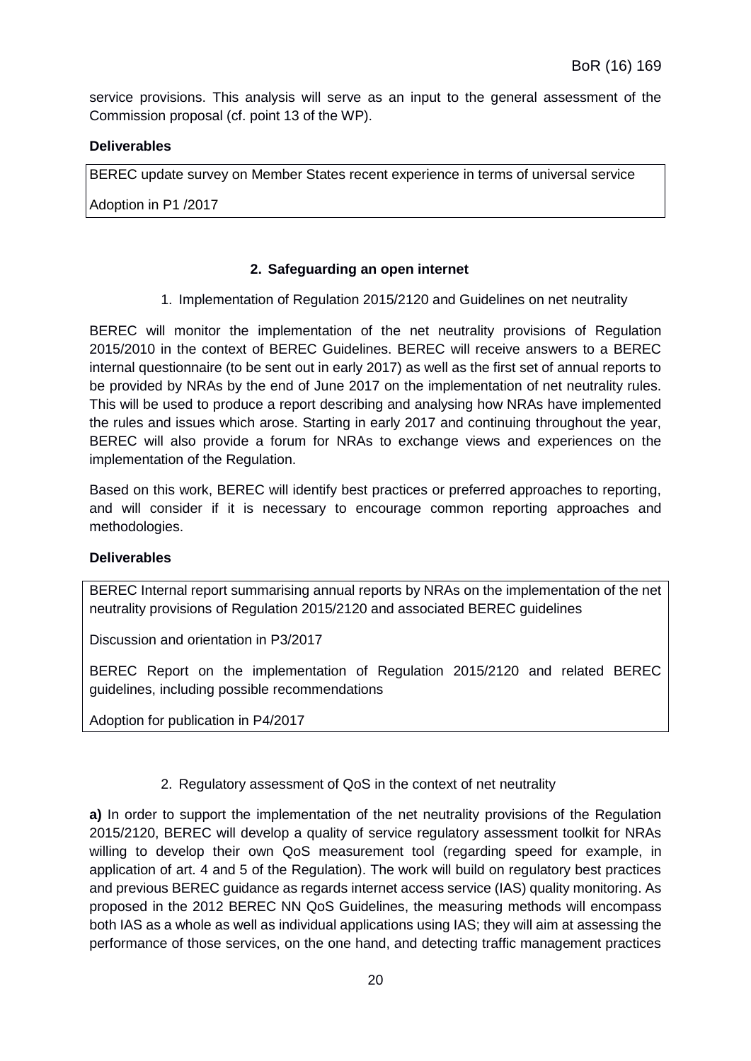service provisions. This analysis will serve as an input to the general assessment of the Commission proposal (cf. point 13 of the WP).

**Deliverables**

| BEREC update survey on Member States recent experience in terms of universal service<br><br>Adoption in P1 /2017 |
|---|

## 2. Safeguarding an open internet

### 1. Implementation of Regulation 2015/2120 and Guidelines on net neutrality

BEREC will monitor the implementation of the net neutrality provisions of Regulation 2015/2010 in the context of BEREC Guidelines. BEREC will receive answers to a BEREC internal questionnaire (to be sent out in early 2017) as well as the first set of annual reports to be provided by NRAs by the end of June 2017 on the implementation of net neutrality rules. This will be used to produce a report describing and analysing how NRAs have implemented the rules and issues which arose. Starting in early 2017 and continuing throughout the year, BEREC will also provide a forum for NRAs to exchange views and experiences on the implementation of the Regulation.

Based on this work, BEREC will identify best practices or preferred approaches to reporting, and will consider if it is necessary to encourage common reporting approaches and methodologies.

**Deliverables**

| BEREC Internal report summarising annual reports by NRAs on the implementation of the net neutrality provisions of Regulation 2015/2120 and associated BEREC guidelines<br><br>Discussion and orientation in P3/2017<br><br>BEREC Report on the implementation of Regulation 2015/2120 and related BEREC guidelines, including possible recommendations<br><br>Adoption for publication in P4/2017 |
|---|

### 2. Regulatory assessment of QoS in the context of net neutrality

**a)** In order to support the implementation of the net neutrality provisions of the Regulation 2015/2120, BEREC will develop a quality of service regulatory assessment toolkit for NRAs willing to develop their own QoS measurement tool (regarding speed for example, in application of art. 4 and 5 of the Regulation). The work will build on regulatory best practices and previous BEREC guidance as regards internet access service (IAS) quality monitoring. As proposed in the 2012 BEREC NN QoS Guidelines, the measuring methods will encompass both IAS as a whole as well as individual applications using IAS; they will aim at assessing the performance of those services, on the one hand, and detecting traffic management practices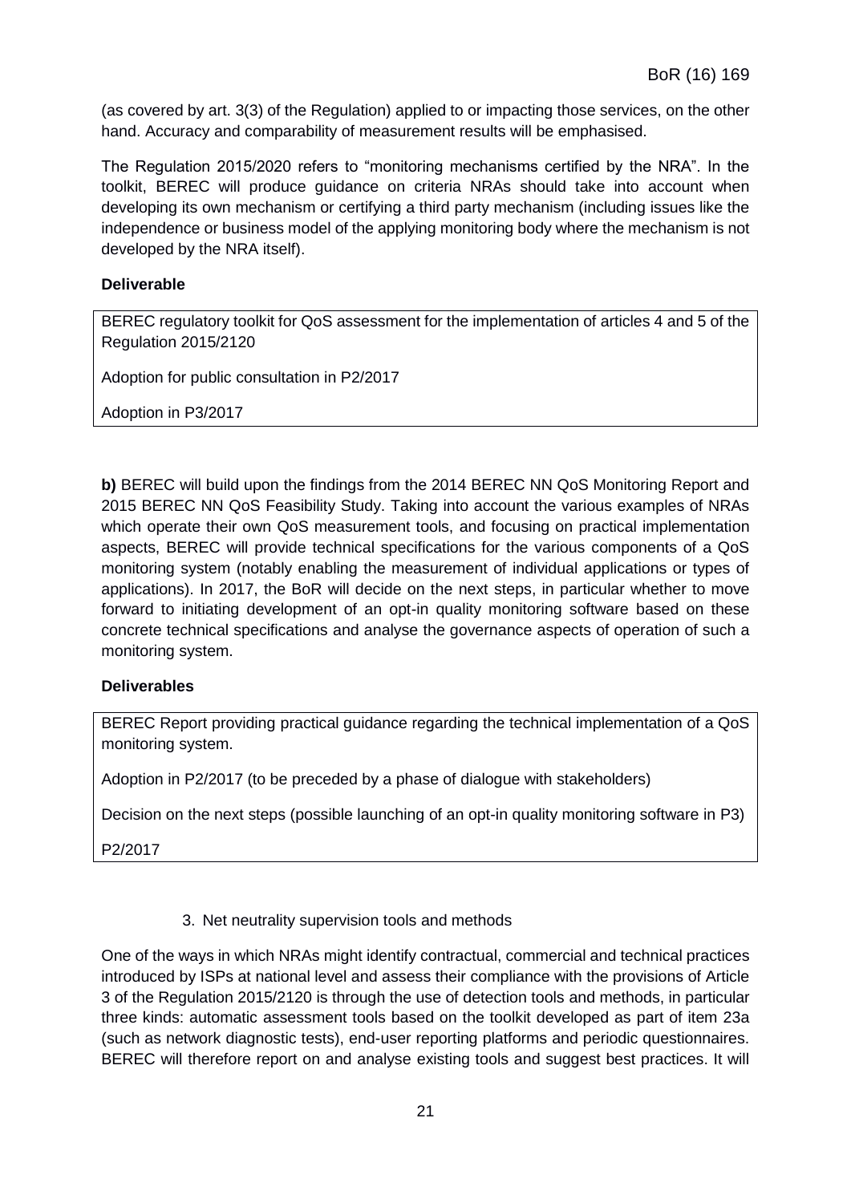(as covered by art. 3(3) of the Regulation) applied to or impacting those services, on the other hand. Accuracy and comparability of measurement results will be emphasised.

The Regulation 2015/2020 refers to "monitoring mechanisms certified by the NRA". In the toolkit, BEREC will produce guidance on criteria NRAs should take into account when developing its own mechanism or certifying a third party mechanism (including issues like the independence or business model of the applying monitoring body where the mechanism is not developed by the NRA itself).

**Deliverable**

| BEREC regulatory toolkit for QoS assessment for the implementation of articles 4 and 5 of the Regulation 2015/2120<br><br>Adoption for public consultation in P2/2017<br><br>Adoption in P3/2017 |
|---|

**b)** BEREC will build upon the findings from the 2014 BEREC NN QoS Monitoring Report and 2015 BEREC NN QoS Feasibility Study. Taking into account the various examples of NRAs which operate their own QoS measurement tools, and focusing on practical implementation aspects, BEREC will provide technical specifications for the various components of a QoS monitoring system (notably enabling the measurement of individual applications or types of applications). In 2017, the BoR will decide on the next steps, in particular whether to move forward to initiating development of an opt-in quality monitoring software based on these concrete technical specifications and analyse the governance aspects of operation of such a monitoring system.

**Deliverables**

| BEREC Report providing practical guidance regarding the technical implementation of a QoS monitoring system.<br><br>Adoption in P2/2017 (to be preceded by a phase of dialogue with stakeholders)<br><br>Decision on the next steps (possible launching of an opt-in quality monitoring software in P3)<br><br>P2/2017 |
|---|

3. Net neutrality supervision tools and methods

One of the ways in which NRAs might identify contractual, commercial and technical practices introduced by ISPs at national level and assess their compliance with the provisions of Article 3 of the Regulation 2015/2120 is through the use of detection tools and methods, in particular three kinds: automatic assessment tools based on the toolkit developed as part of item 23a (such as network diagnostic tests), end-user reporting platforms and periodic questionnaires. BEREC will therefore report on and analyse existing tools and suggest best practices. It will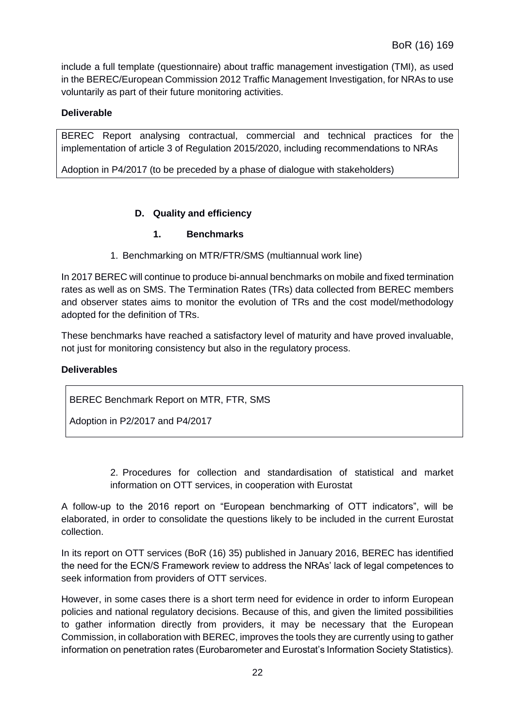include a full template (questionnaire) about traffic management investigation (TMI), as used in the BEREC/European Commission 2012 Traffic Management Investigation, for NRAs to use voluntarily as part of their future monitoring activities.

**Deliverable**

| BEREC Report analysing contractual, commercial and technical practices for the implementation of article 3 of Regulation 2015/2020, including recommendations to NRAs<br><br>Adoption in P4/2017 (to be preceded by a phase of dialogue with stakeholders) |
|---|

### D. Quality and efficiency

#### 1. Benchmarks

1. Benchmarking on MTR/FTR/SMS (multiannual work line)

In 2017 BEREC will continue to produce bi-annual benchmarks on mobile and fixed termination rates as well as on SMS. The Termination Rates (TRs) data collected from BEREC members and observer states aims to monitor the evolution of TRs and the cost model/methodology adopted for the definition of TRs.

These benchmarks have reached a satisfactory level of maturity and have proved invaluable, not just for monitoring consistency but also in the regulatory process.

**Deliverables**

| BEREC Benchmark Report on MTR, FTR, SMS<br><br>Adoption in P2/2017 and P4/2017 |
|---|

2. Procedures for collection and standardisation of statistical and market information on OTT services, in cooperation with Eurostat

A follow-up to the 2016 report on "European benchmarking of OTT indicators", will be elaborated, in order to consolidate the questions likely to be included in the current Eurostat collection.

In its report on OTT services (BoR (16) 35) published in January 2016, BEREC has identified the need for the ECN/S Framework review to address the NRAs' lack of legal competences to seek information from providers of OTT services.

However, in some cases there is a short term need for evidence in order to inform European policies and national regulatory decisions. Because of this, and given the limited possibilities to gather information directly from providers, it may be necessary that the European Commission, in collaboration with BEREC, improves the tools they are currently using to gather information on penetration rates (Eurobarometer and Eurostat's Information Society Statistics).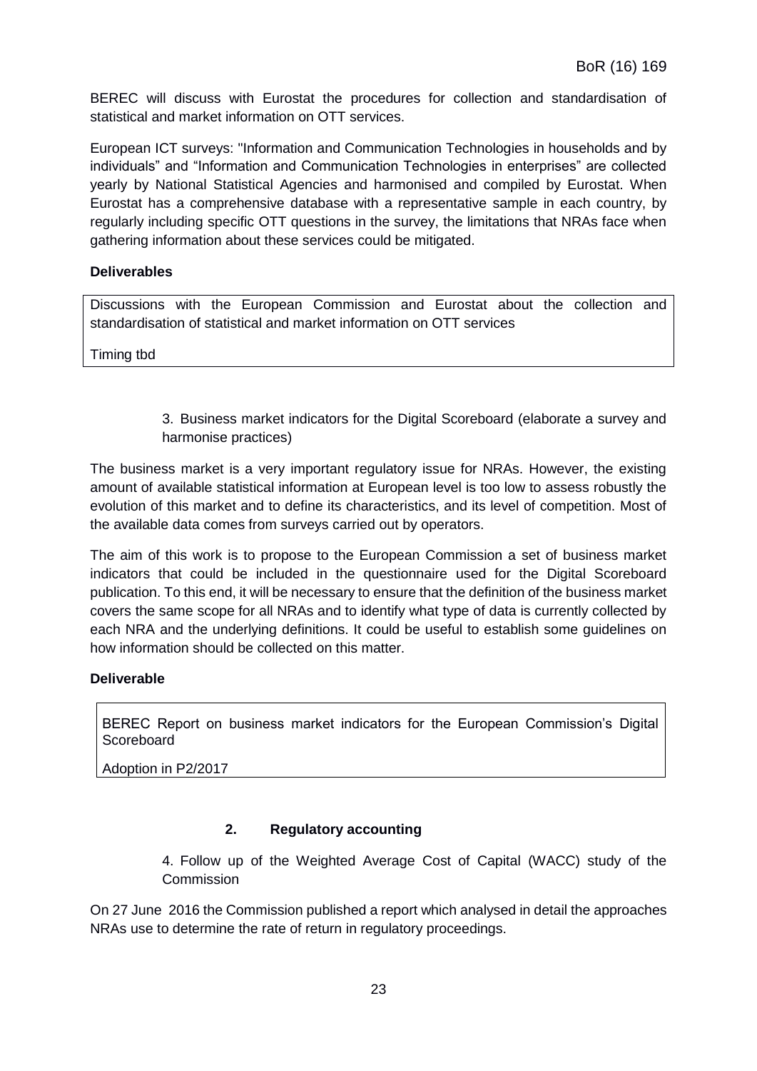BEREC will discuss with Eurostat the procedures for collection and standardisation of statistical and market information on OTT services.

European ICT surveys: "Information and Communication Technologies in households and by individuals" and "Information and Communication Technologies in enterprises" are collected yearly by National Statistical Agencies and harmonised and compiled by Eurostat. When Eurostat has a comprehensive database with a representative sample in each country, by regularly including specific OTT questions in the survey, the limitations that NRAs face when gathering information about these services could be mitigated.

**Deliverables**

| Discussions with the European Commission and Eurostat about the collection and standardisation of statistical and market information on OTT services<br><br>Timing tbd |
|---|

3. Business market indicators for the Digital Scoreboard (elaborate a survey and harmonise practices)

The business market is a very important regulatory issue for NRAs. However, the existing amount of available statistical information at European level is too low to assess robustly the evolution of this market and to define its characteristics, and its level of competition. Most of the available data comes from surveys carried out by operators.

The aim of this work is to propose to the European Commission a set of business market indicators that could be included in the questionnaire used for the Digital Scoreboard publication. To this end, it will be necessary to ensure that the definition of the business market covers the same scope for all NRAs and to identify what type of data is currently collected by each NRA and the underlying definitions. It could be useful to establish some guidelines on how information should be collected on this matter.

**Deliverable**

| BEREC Report on business market indicators for the European Commission's Digital Scoreboard<br><br>Adoption in P2/2017 |
|---|

## 2. Regulatory accounting

4. Follow up of the Weighted Average Cost of Capital (WACC) study of the Commission

On 27 June 2016 the Commission published a report which analysed in detail the approaches NRAs use to determine the rate of return in regulatory proceedings.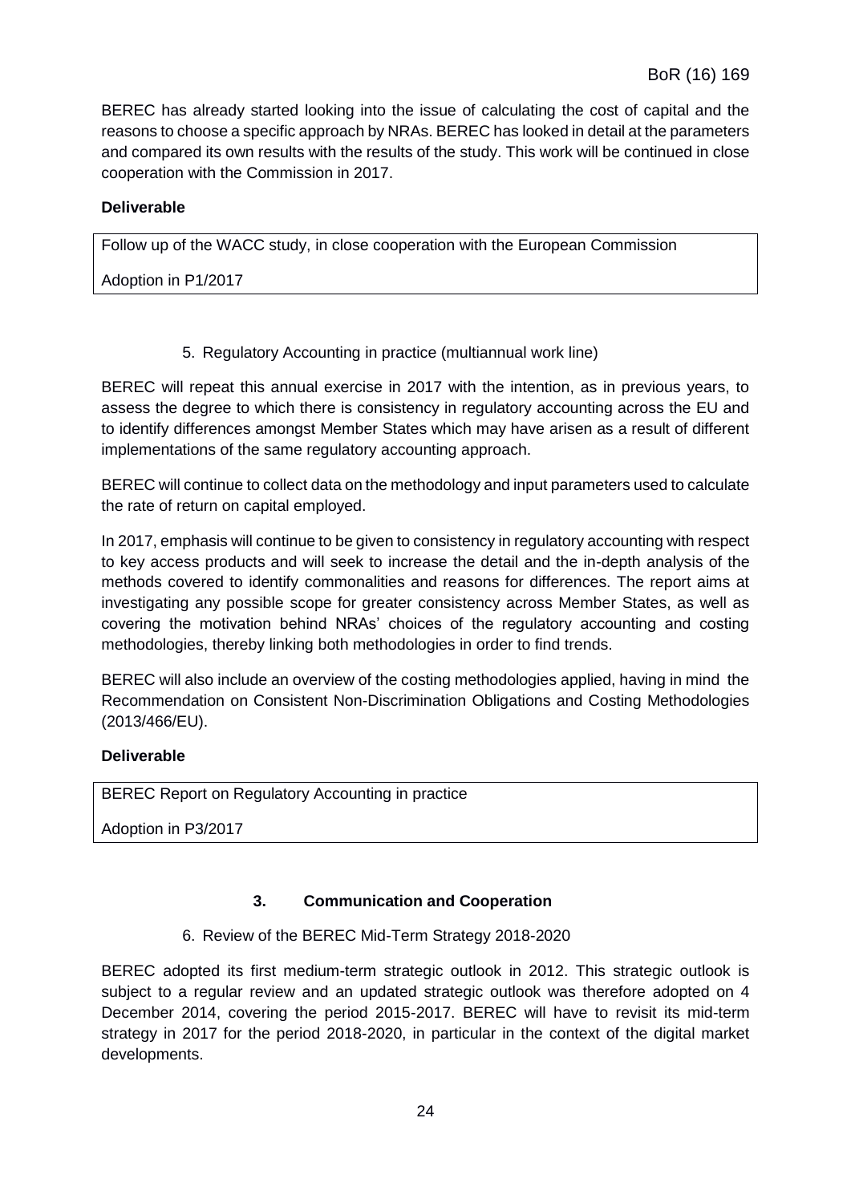BEREC has already started looking into the issue of calculating the cost of capital and the reasons to choose a specific approach by NRAs. BEREC has looked in detail at the parameters and compared its own results with the results of the study. This work will be continued in close cooperation with the Commission in 2017.

**Deliverable**

| Follow up of the WACC study, in close cooperation with the European Commission<br><br>Adoption in P1/2017 |
|---|

5. Regulatory Accounting in practice (multiannual work line)

BEREC will repeat this annual exercise in 2017 with the intention, as in previous years, to assess the degree to which there is consistency in regulatory accounting across the EU and to identify differences amongst Member States which may have arisen as a result of different implementations of the same regulatory accounting approach.

BEREC will continue to collect data on the methodology and input parameters used to calculate the rate of return on capital employed.

In 2017, emphasis will continue to be given to consistency in regulatory accounting with respect to key access products and will seek to increase the detail and the in-depth analysis of the methods covered to identify commonalities and reasons for differences. The report aims at investigating any possible scope for greater consistency across Member States, as well as covering the motivation behind NRAs' choices of the regulatory accounting and costing methodologies, thereby linking both methodologies in order to find trends.

BEREC will also include an overview of the costing methodologies applied, having in mind the Recommendation on Consistent Non-Discrimination Obligations and Costing Methodologies (2013/466/EU).

**Deliverable**

| BEREC Report on Regulatory Accounting in practice<br><br>Adoption in P3/2017 |
|---|

## 3. Communication and Cooperation

6. Review of the BEREC Mid-Term Strategy 2018-2020

BEREC adopted its first medium-term strategic outlook in 2012. This strategic outlook is subject to a regular review and an updated strategic outlook was therefore adopted on 4 December 2014, covering the period 2015-2017. BEREC will have to revisit its mid-term strategy in 2017 for the period 2018-2020, in particular in the context of the digital market developments.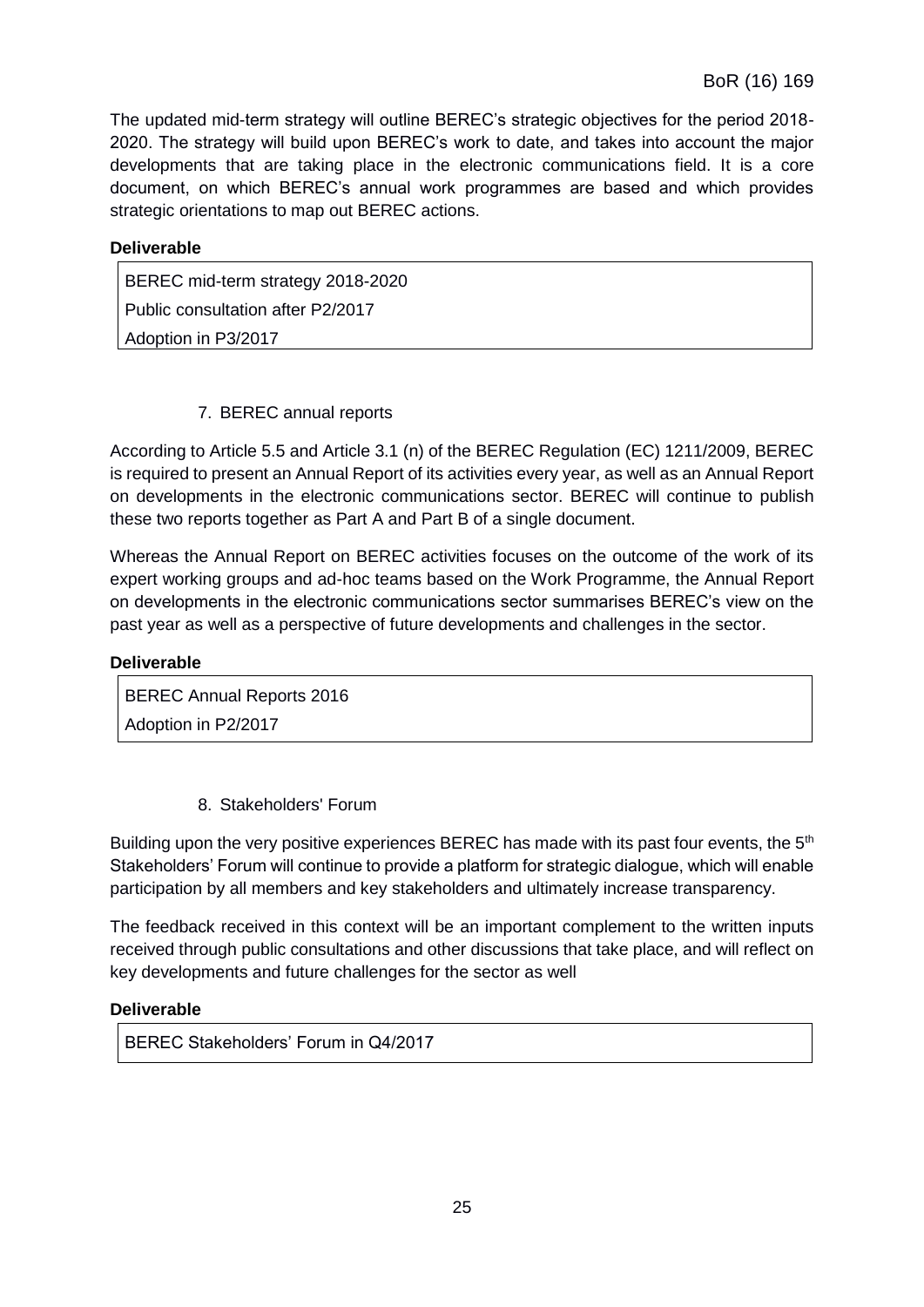The updated mid-term strategy will outline BEREC's strategic objectives for the period 2018-2020. The strategy will build upon BEREC's work to date, and takes into account the major developments that are taking place in the electronic communications field. It is a core document, on which BEREC's annual work programmes are based and which provides strategic orientations to map out BEREC actions.

**Deliverable**

| BEREC mid-term strategy 2018-2020<br>Public consultation after P2/2017<br>Adoption in P3/2017 |
|---|

### 7. BEREC annual reports

According to Article 5.5 and Article 3.1 (n) of the BEREC Regulation (EC) 1211/2009, BEREC is required to present an Annual Report of its activities every year, as well as an Annual Report on developments in the electronic communications sector. BEREC will continue to publish these two reports together as Part A and Part B of a single document.

Whereas the Annual Report on BEREC activities focuses on the outcome of the work of its expert working groups and ad-hoc teams based on the Work Programme, the Annual Report on developments in the electronic communications sector summarises BEREC's view on the past year as well as a perspective of future developments and challenges in the sector.

**Deliverable**

| BEREC Annual Reports 2016<br>Adoption in P2/2017 |
|---|

### 8. Stakeholders' Forum

Building upon the very positive experiences BEREC has made with its past four events, the 5th Stakeholders' Forum will continue to provide a platform for strategic dialogue, which will enable participation by all members and key stakeholders and ultimately increase transparency.

The feedback received in this context will be an important complement to the written inputs received through public consultations and other discussions that take place, and will reflect on key developments and future challenges for the sector as well

**Deliverable**

| BEREC Stakeholders' Forum in Q4/2017 |
|---|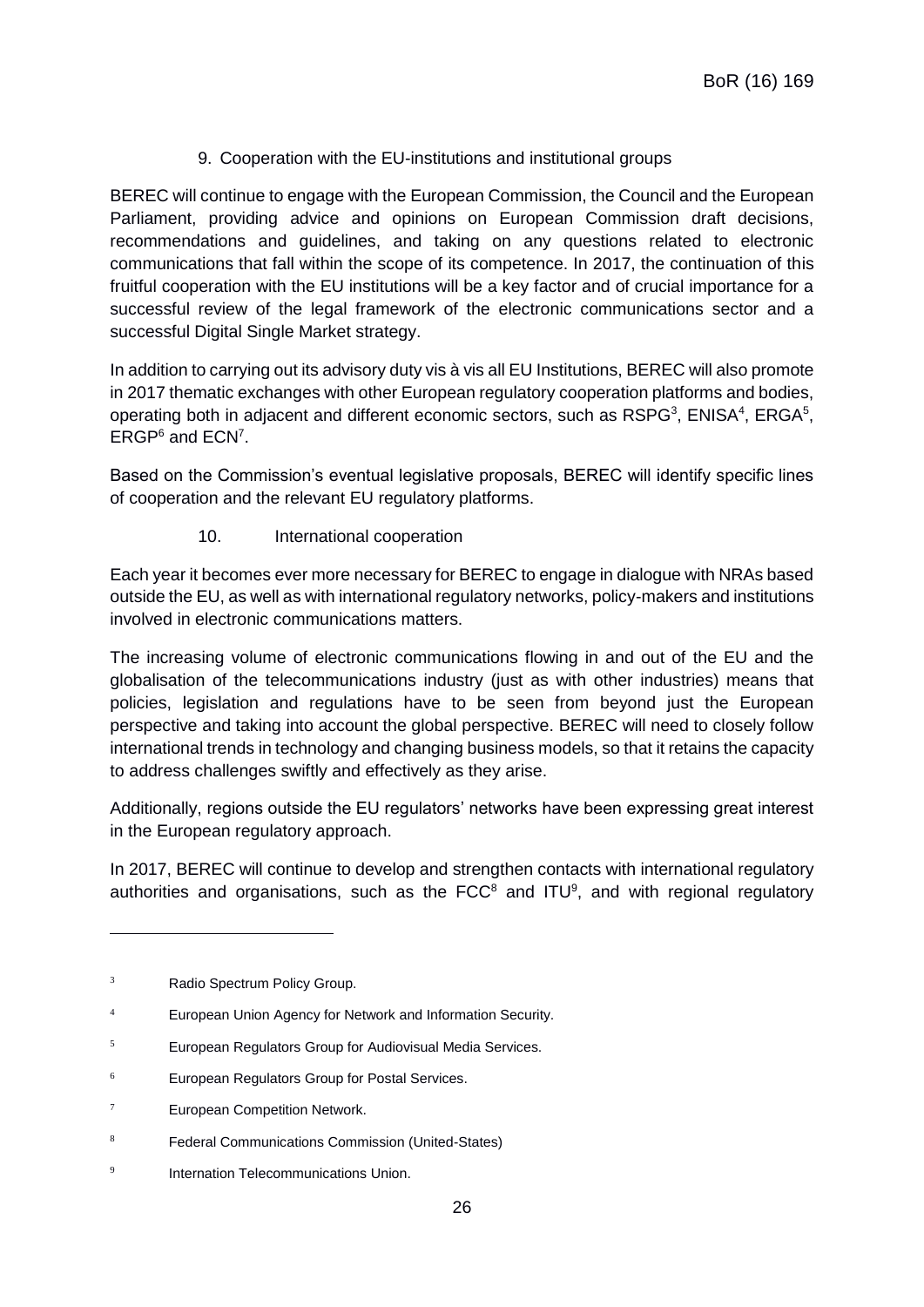## 9. Cooperation with the EU-institutions and institutional groups

BEREC will continue to engage with the European Commission, the Council and the European Parliament, providing advice and opinions on European Commission draft decisions, recommendations and guidelines, and taking on any questions related to electronic communications that fall within the scope of its competence. In 2017, the continuation of this fruitful cooperation with the EU institutions will be a key factor and of crucial importance for a successful review of the legal framework of the electronic communications sector and a successful Digital Single Market strategy.

In addition to carrying out its advisory duty vis à vis all EU Institutions, BEREC will also promote in 2017 thematic exchanges with other European regulatory cooperation platforms and bodies, operating both in adjacent and different economic sectors, such as RSPG[3], ENISA[4], ERGA[5], ERGP[6] and ECN[7].

Based on the Commission's eventual legislative proposals, BEREC will identify specific lines of cooperation and the relevant EU regulatory platforms.

## 10. International cooperation

Each year it becomes ever more necessary for BEREC to engage in dialogue with NRAs based outside the EU, as well as with international regulatory networks, policy-makers and institutions involved in electronic communications matters.

The increasing volume of electronic communications flowing in and out of the EU and the globalisation of the telecommunications industry (just as with other industries) means that policies, legislation and regulations have to be seen from beyond just the European perspective and taking into account the global perspective. BEREC will need to closely follow international trends in technology and changing business models, so that it retains the capacity to address challenges swiftly and effectively as they arise.

Additionally, regions outside the EU regulators' networks have been expressing great interest in the European regulatory approach.

In 2017, BEREC will continue to develop and strengthen contacts with international regulatory authorities and organisations, such as the FCC[8] and ITU[9], and with regional regulatory

---

[3] Radio Spectrum Policy Group.

[4] European Union Agency for Network and Information Security.

[5] European Regulators Group for Audiovisual Media Services.

[6] European Regulators Group for Postal Services.

[7] European Competition Network.

[8] Federal Communications Commission (United-States)

[9] Internation Telecommunications Union.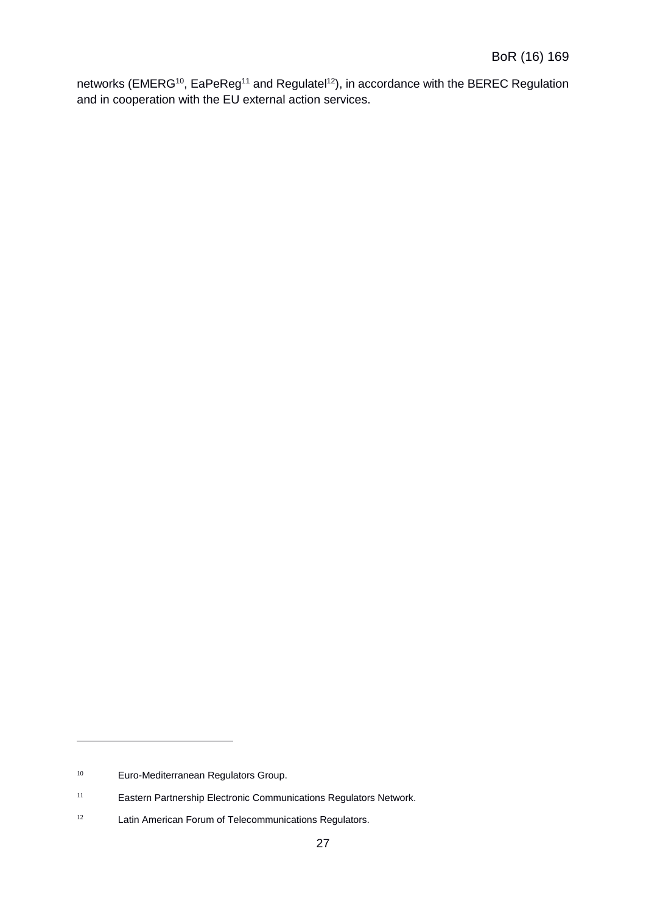networks (EMERG[10], EaPeReg[11] and Regulatel[12]), in accordance with the BEREC Regulation and in cooperation with the EU external action services.

[10] Euro-Mediterranean Regulators Group.

[11] Eastern Partnership Electronic Communications Regulators Network.

[12] Latin American Forum of Telecommunications Regulators.